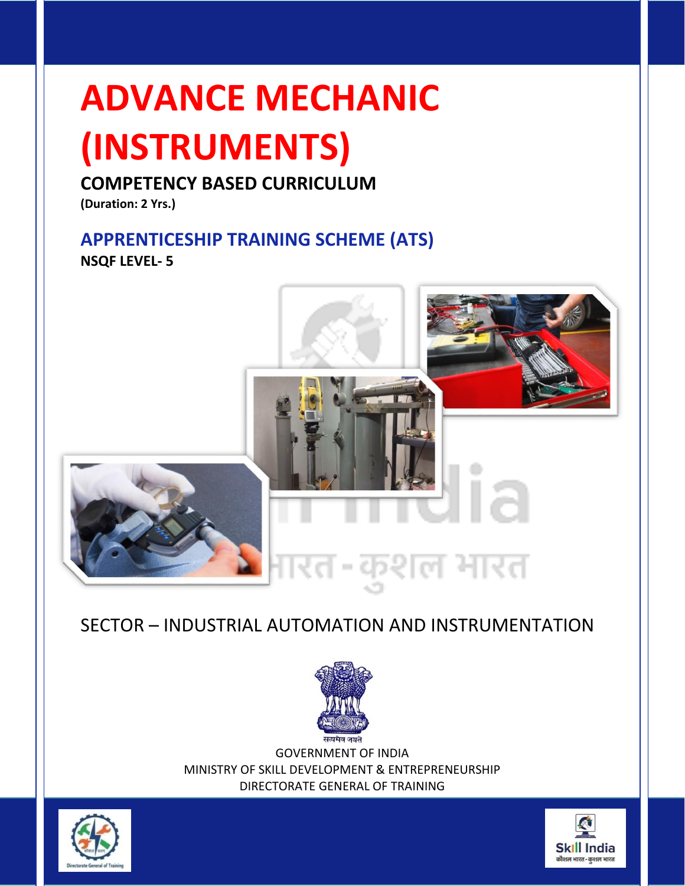# ADVANCE MECHANIC (INSTRUMENTS)

## COMPETENCY BASED CURRICULUM

**(Duration: 2 Yrs.)**

## APPRENTICESHIP TRAINING SCHEME (ATS)

**NSQF LEVEL- 5**

SECTOR – INDUSTRIAL AUTOMATION AND INSTRUMENTATION

सत्यमेव जयते

GOVERNMENT OF INDIA

MINISTRY OF SKILL DEVELOPMENT & ENTREPRENEURSHIP

DIRECTORATE GENERAL OF TRAINING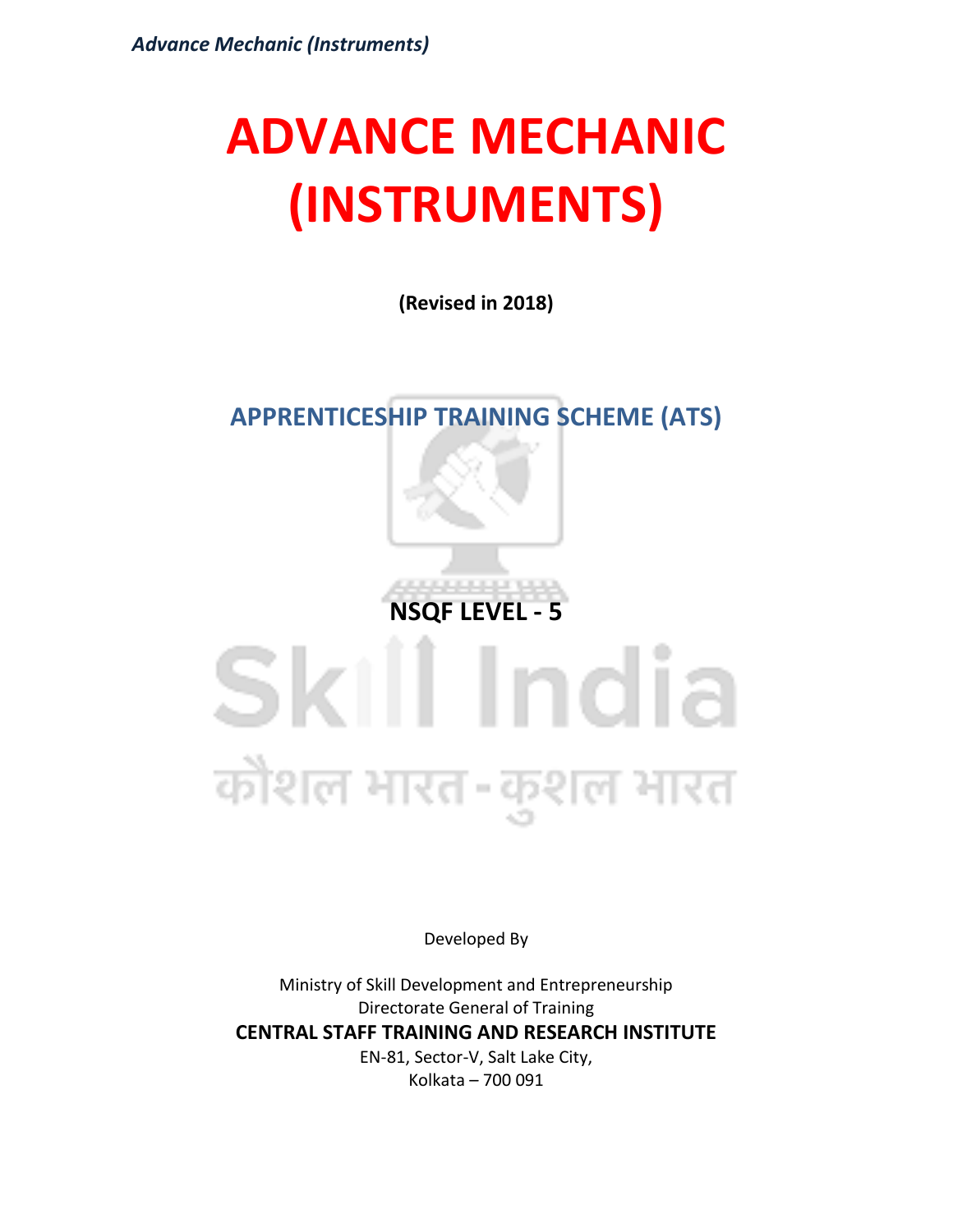# ADVANCE MECHANIC (INSTRUMENTS)

**(Revised in 2018)**

## APPRENTICESHIP TRAINING SCHEME (ATS)

**NSQF LEVEL - 5**

Developed By

Ministry of Skill Development and Entrepreneurship
Directorate General of Training
**CENTRAL STAFF TRAINING AND RESEARCH INSTITUTE**
EN-81, Sector-V, Salt Lake City,
Kolkata – 700 091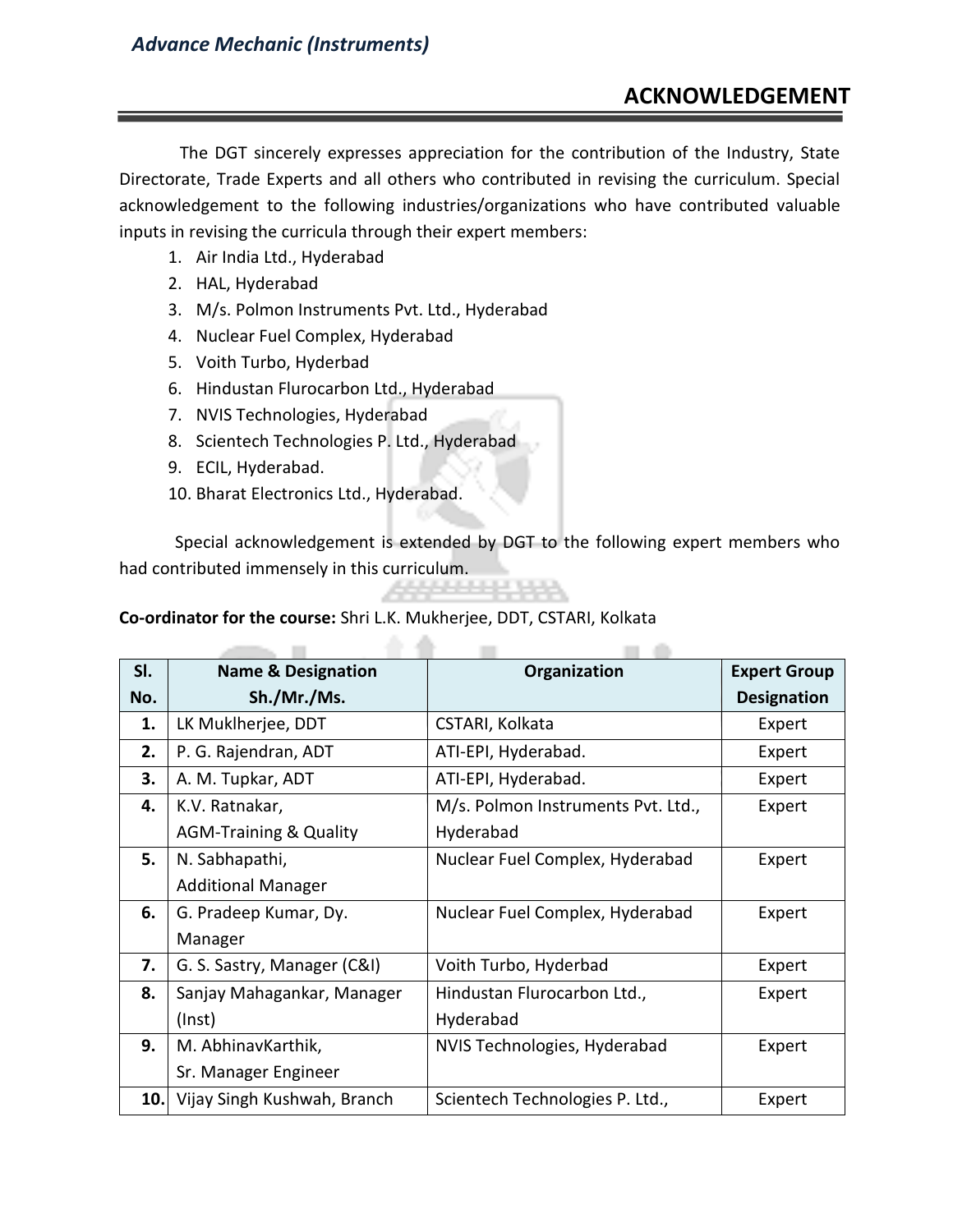## ACKNOWLEDGEMENT

The DGT sincerely expresses appreciation for the contribution of the Industry, State Directorate, Trade Experts and all others who contributed in revising the curriculum. Special acknowledgement to the following industries/organizations who have contributed valuable inputs in revising the curricula through their expert members:

1. Air India Ltd., Hyderabad
2. HAL, Hyderabad
3. M/s. Polmon Instruments Pvt. Ltd., Hyderabad
4. Nuclear Fuel Complex, Hyderabad
5. Voith Turbo, Hyderbad
6. Hindustan Flurocarbon Ltd., Hyderabad
7. NVIS Technologies, Hyderabad
8. Scientech Technologies P. Ltd., Hyderabad
9. ECIL, Hyderabad.
10. Bharat Electronics Ltd., Hyderabad.

Special acknowledgement is extended by DGT to the following expert members who had contributed immensely in this curriculum.

**Co-ordinator for the course:** Shri L.K. Mukherjee, DDT, CSTARI, Kolkata

| Sl. No. | Name & Designation Sh./Mr./Ms. | Organization | Expert Group Designation |
|---|---|---|---|
| **1.** | LK Muklherjee, DDT | CSTARI, Kolkata | Expert |
| **2.** | P. G. Rajendran, ADT | ATI-EPI, Hyderabad. | Expert |
| **3.** | A. M. Tupkar, ADT | ATI-EPI, Hyderabad. | Expert |
| **4.** | K.V. Ratnakar, AGM-Training & Quality | M/s. Polmon Instruments Pvt. Ltd., Hyderabad | Expert |
| **5.** | N. Sabhapathi, Additional Manager | Nuclear Fuel Complex, Hyderabad | Expert |
| **6.** | G. Pradeep Kumar, Dy. Manager | Nuclear Fuel Complex, Hyderabad | Expert |
| **7.** | G. S. Sastry, Manager (C&I) | Voith Turbo, Hyderbad | Expert |
| **8.** | Sanjay Mahagankar, Manager (Inst) | Hindustan Flurocarbon Ltd., Hyderabad | Expert |
| **9.** | M. AbhinavKarthik, Sr. Manager Engineer | NVIS Technologies, Hyderabad | Expert |
| **10.** | Vijay Singh Kushwah, Branch | Scientech Technologies P. Ltd., | Expert |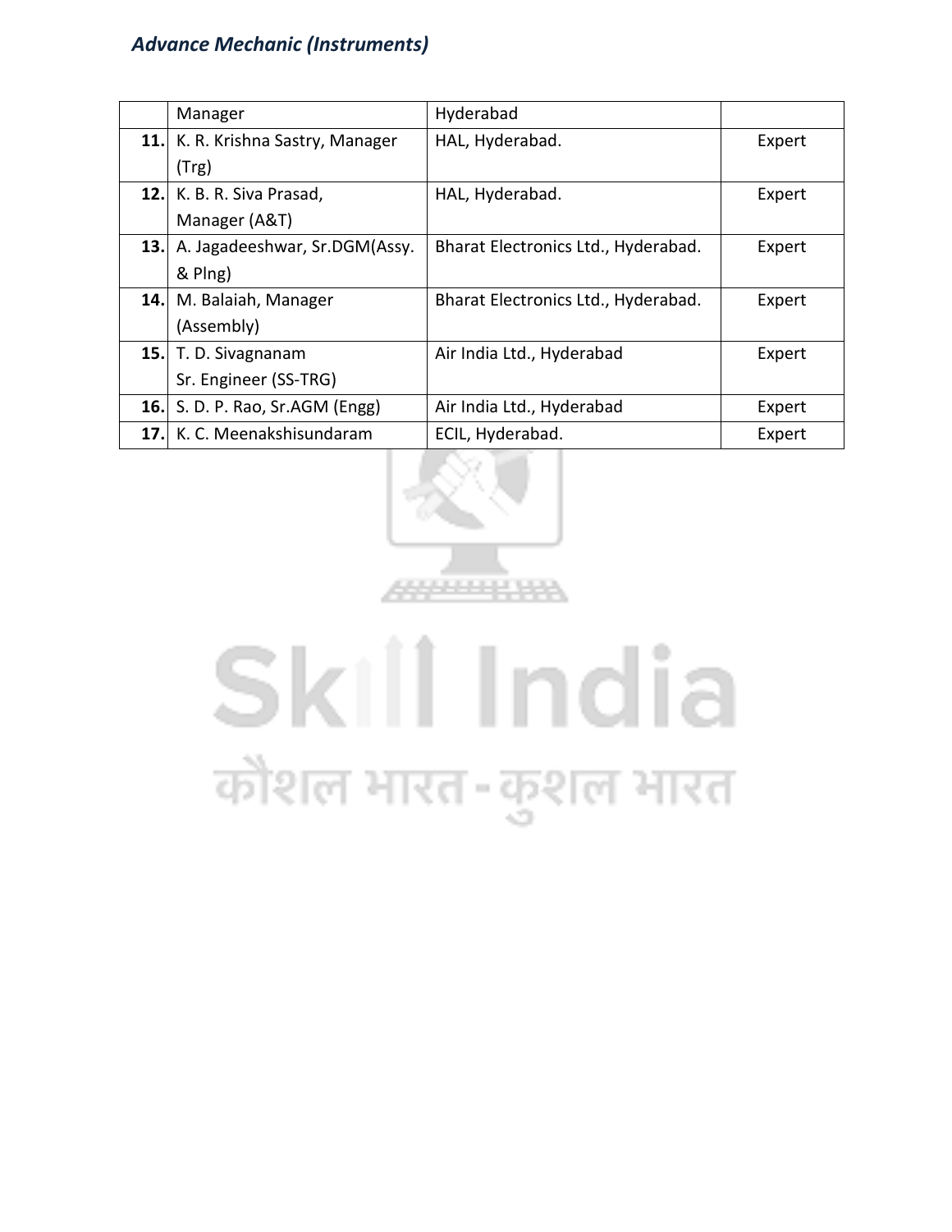|  |  |  |  |
|---|---|---|---|
|  | Manager | Hyderabad |  |
| **11.** | K. R. Krishna Sastry, Manager (Trg) | HAL, Hyderabad. | Expert |
| **12.** | K. B. R. Siva Prasad, Manager (A&T) | HAL, Hyderabad. | Expert |
| **13.** | A. Jagadeeshwar, Sr.DGM(Assy. & Plng) | Bharat Electronics Ltd., Hyderabad. | Expert |
| **14.** | M. Balaiah, Manager (Assembly) | Bharat Electronics Ltd., Hyderabad. | Expert |
| **15.** | T. D. Sivagnanam Sr. Engineer (SS-TRG) | Air India Ltd., Hyderabad | Expert |
| **16.** | S. D. P. Rao, Sr.AGM (Engg) | Air India Ltd., Hyderabad | Expert |
| **17.** | K. C. Meenakshisundaram | ECIL, Hyderabad. | Expert |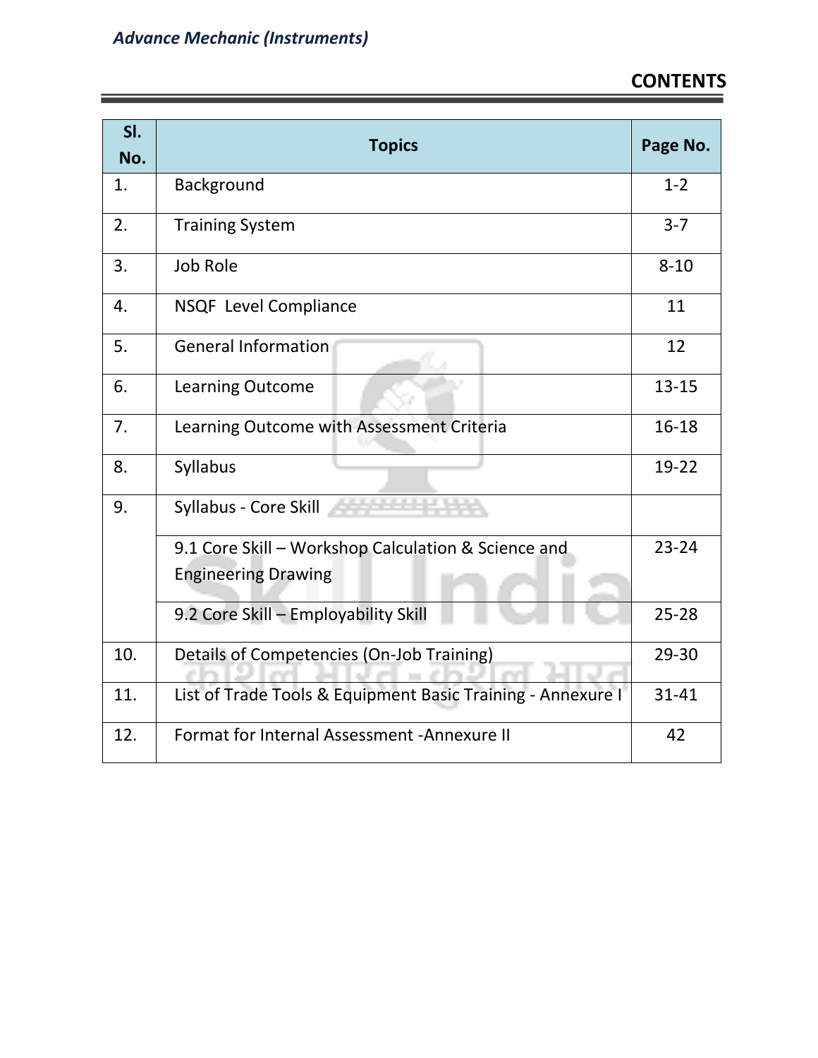# CONTENTS

| Sl. No. | Topics | Page No. |
|---|---|---|
| 1. | Background | 1-2 |
| 2. | Training System | 3-7 |
| 3. | Job Role | 8-10 |
| 4. | NSQF Level Compliance | 11 |
| 5. | General Information | 12 |
| 6. | Learning Outcome | 13-15 |
| 7. | Learning Outcome with Assessment Criteria | 16-18 |
| 8. | Syllabus | 19-22 |
| 9. | Syllabus - Core Skill | |
| | 9.1 Core Skill – Workshop Calculation & Science and Engineering Drawing | 23-24 |
| | 9.2 Core Skill – Employability Skill | 25-28 |
| 10. | Details of Competencies (On-Job Training) | 29-30 |
| 11. | List of Trade Tools & Equipment Basic Training - Annexure I | 31-41 |
| 12. | Format for Internal Assessment -Annexure II | 42 |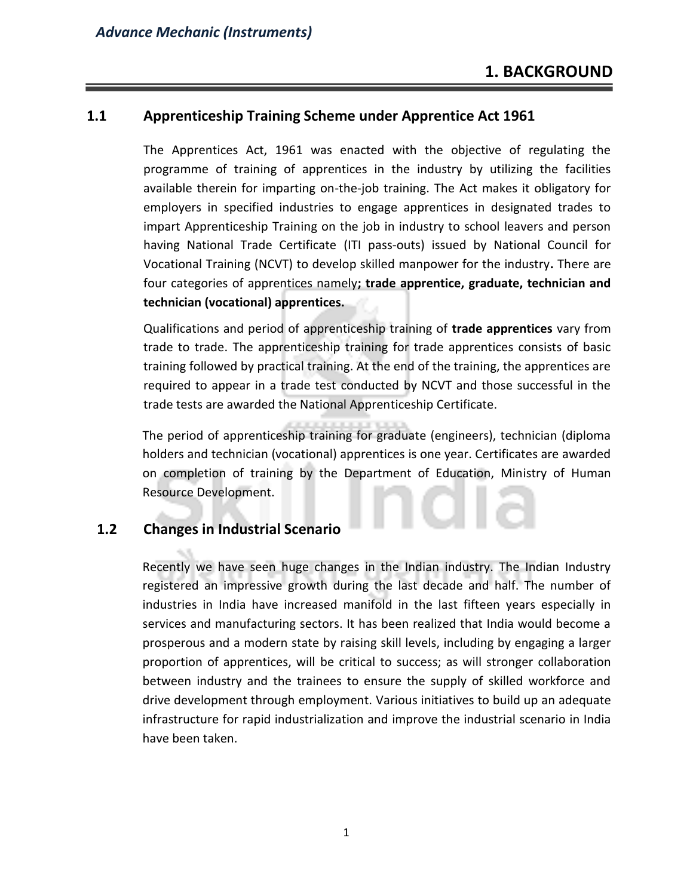# 1. BACKGROUND

## 1.1 Apprenticeship Training Scheme under Apprentice Act 1961

The Apprentices Act, 1961 was enacted with the objective of regulating the programme of training of apprentices in the industry by utilizing the facilities available therein for imparting on-the-job training. The Act makes it obligatory for employers in specified industries to engage apprentices in designated trades to impart Apprenticeship Training on the job in industry to school leavers and person having National Trade Certificate (ITI pass-outs) issued by National Council for Vocational Training (NCVT) to develop skilled manpower for the industry**.** There are four categories of apprentices namely**; trade apprentice, graduate, technician and technician (vocational) apprentices.**

Qualifications and period of apprenticeship training of **trade apprentices** vary from trade to trade. The apprenticeship training for trade apprentices consists of basic training followed by practical training. At the end of the training, the apprentices are required to appear in a trade test conducted by NCVT and those successful in the trade tests are awarded the National Apprenticeship Certificate.

The period of apprenticeship training for graduate (engineers), technician (diploma holders and technician (vocational) apprentices is one year. Certificates are awarded on completion of training by the Department of Education, Ministry of Human Resource Development.

## 1.2 Changes in Industrial Scenario

Recently we have seen huge changes in the Indian industry. The Indian Industry registered an impressive growth during the last decade and half. The number of industries in India have increased manifold in the last fifteen years especially in services and manufacturing sectors. It has been realized that India would become a prosperous and a modern state by raising skill levels, including by engaging a larger proportion of apprentices, will be critical to success; as will stronger collaboration between industry and the trainees to ensure the supply of skilled workforce and drive development through employment. Various initiatives to build up an adequate infrastructure for rapid industrialization and improve the industrial scenario in India have been taken.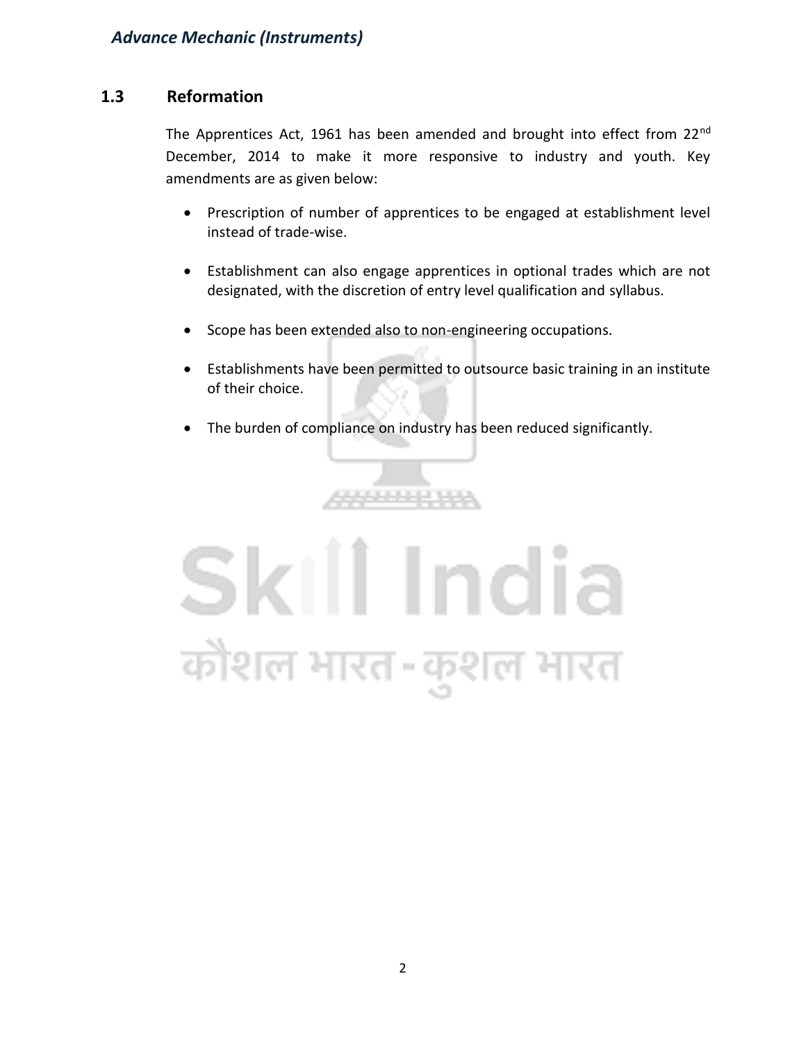## 1.3 Reformation

The Apprentices Act, 1961 has been amended and brought into effect from 22nd December, 2014 to make it more responsive to industry and youth. Key amendments are as given below:

- Prescription of number of apprentices to be engaged at establishment level instead of trade-wise.
- Establishment can also engage apprentices in optional trades which are not designated, with the discretion of entry level qualification and syllabus.
- Scope has been extended also to non-engineering occupations.
- Establishments have been permitted to outsource basic training in an institute of their choice.
- The burden of compliance on industry has been reduced significantly.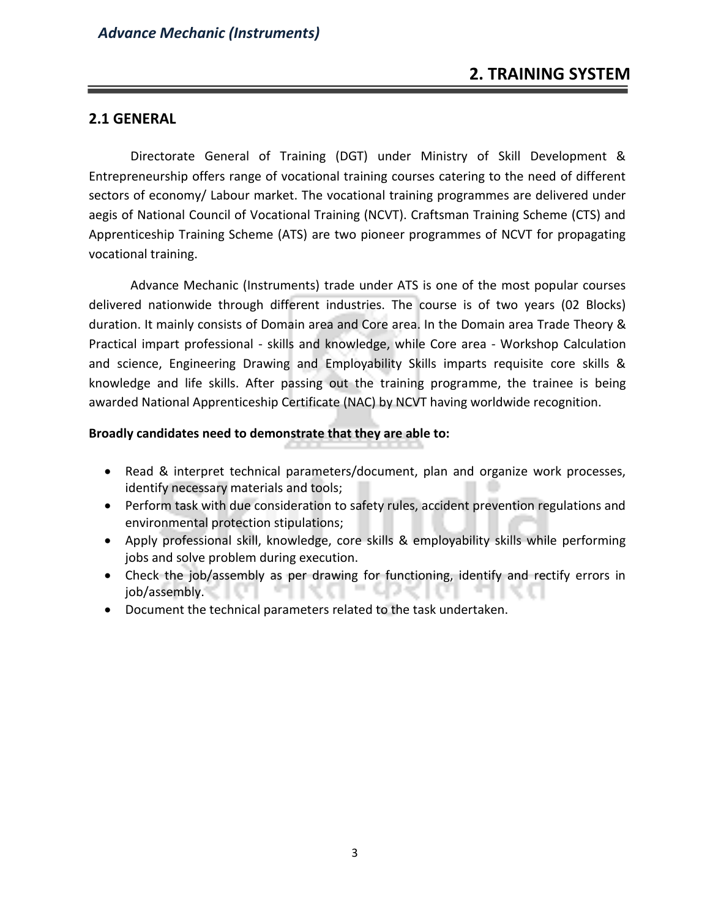# 2. TRAINING SYSTEM

## 2.1 GENERAL

Directorate General of Training (DGT) under Ministry of Skill Development & Entrepreneurship offers range of vocational training courses catering to the need of different sectors of economy/ Labour market. The vocational training programmes are delivered under aegis of National Council of Vocational Training (NCVT). Craftsman Training Scheme (CTS) and Apprenticeship Training Scheme (ATS) are two pioneer programmes of NCVT for propagating vocational training.

Advance Mechanic (Instruments) trade under ATS is one of the most popular courses delivered nationwide through different industries. The course is of two years (02 Blocks) duration. It mainly consists of Domain area and Core area. In the Domain area Trade Theory & Practical impart professional - skills and knowledge, while Core area - Workshop Calculation and science, Engineering Drawing and Employability Skills imparts requisite core skills & knowledge and life skills. After passing out the training programme, the trainee is being awarded National Apprenticeship Certificate (NAC) by NCVT having worldwide recognition.

**Broadly candidates need to demonstrate that they are able to:**

- Read & interpret technical parameters/document, plan and organize work processes, identify necessary materials and tools;
- Perform task with due consideration to safety rules, accident prevention regulations and environmental protection stipulations;
- Apply professional skill, knowledge, core skills & employability skills while performing jobs and solve problem during execution.
- Check the job/assembly as per drawing for functioning, identify and rectify errors in job/assembly.
- Document the technical parameters related to the task undertaken.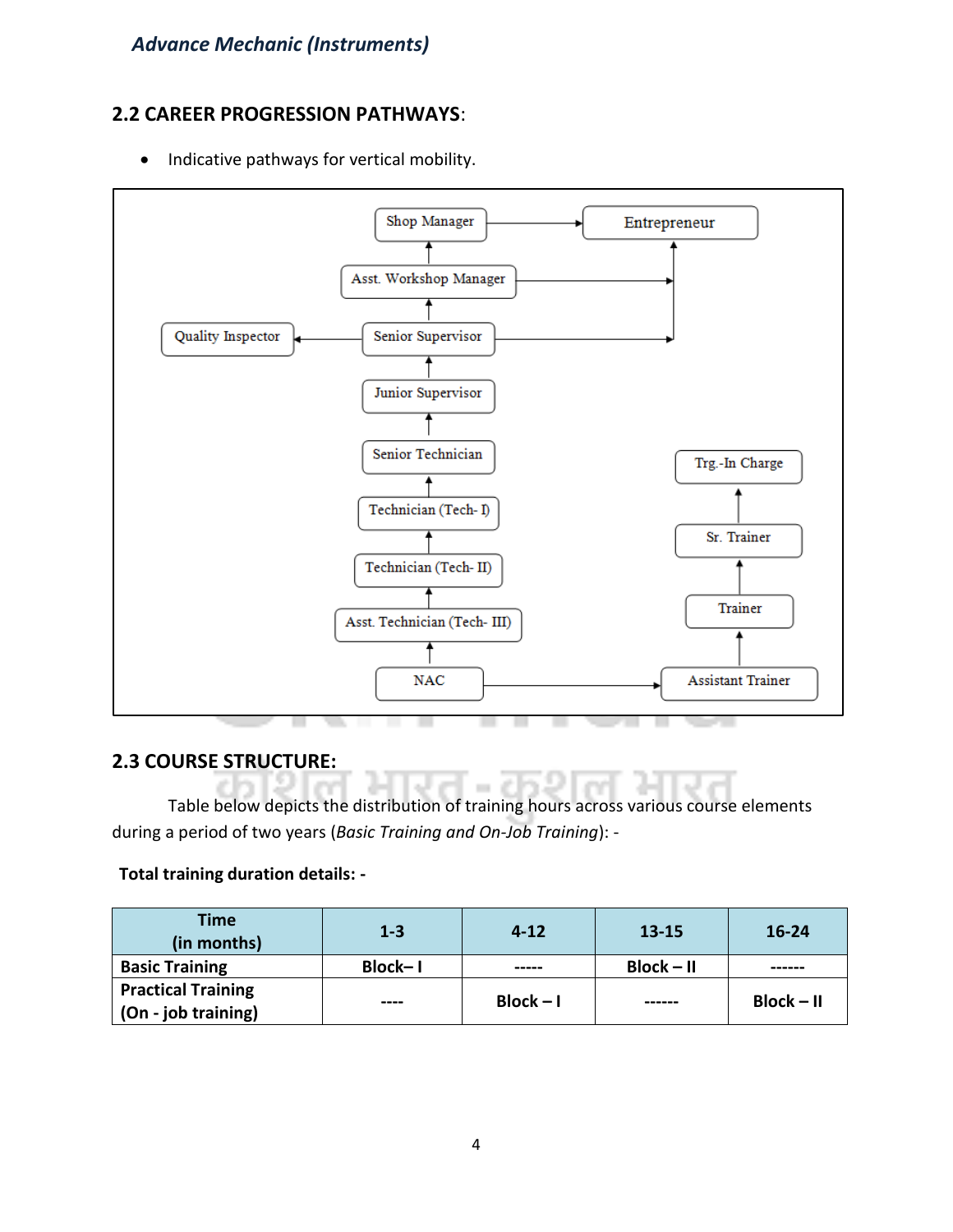## 2.2 CAREER PROGRESSION PATHWAYS:

- Indicative pathways for vertical mobility.

Shop Manager → Entrepreneur

Asst. Workshop Manager → Entrepreneur

Quality Inspector ← Senior Supervisor → Entrepreneur

Junior Supervisor

Senior Technician

Technician (Tech- I)

Technician (Tech- II)

Asst. Technician (Tech- III)

NAC → Assistant Trainer

Assistant Trainer → Trainer → Sr. Trainer → Trg.-In Charge

## 2.3 COURSE STRUCTURE:

Table below depicts the distribution of training hours across various course elements during a period of two years (*Basic Training and On-Job Training*): -

**Total training duration details: -**

| Time (in months) | 1-3 | 4-12 | 13-15 | 16-24 |
|---|---|---|---|---|
| **Basic Training** | **Block– I** | **-----** | **Block – II** | **------** |
| **Practical Training (On - job training)** | **----** | **Block – I** | **------** | **Block – II** |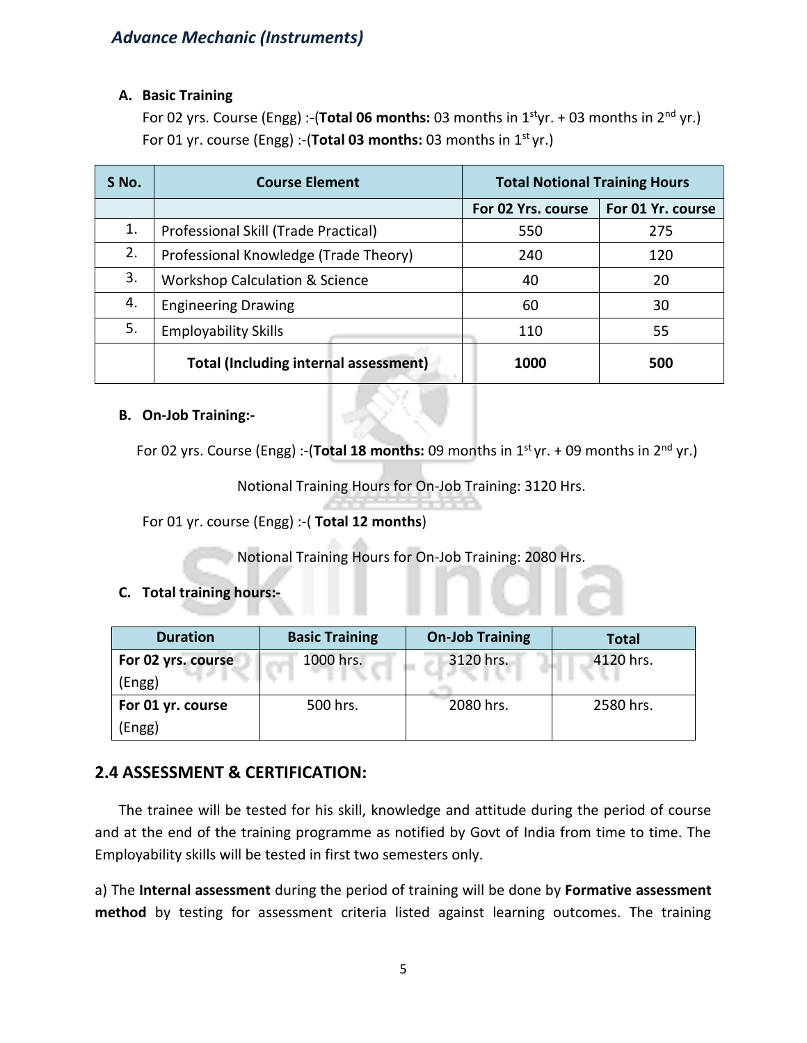**A. Basic Training**

For 02 yrs. Course (Engg) :-(**Total 06 months:** 03 months in 1st yr. + 03 months in 2nd yr.)

For 01 yr. course (Engg) :-(**Total 03 months:** 03 months in 1st yr.)

| S No. | Course Element | Total Notional Training Hours | |
|---|---|---|---|
| | | For 02 Yrs. course | For 01 Yr. course |
| 1. | Professional Skill (Trade Practical) | 550 | 275 |
| 2. | Professional Knowledge (Trade Theory) | 240 | 120 |
| 3. | Workshop Calculation & Science | 40 | 20 |
| 4. | Engineering Drawing | 60 | 30 |
| 5. | Employability Skills | 110 | 55 |
| | **Total (Including internal assessment)** | **1000** | **500** |

**B. On-Job Training:-**

For 02 yrs. Course (Engg) :-(**Total 18 months:** 09 months in 1st yr. + 09 months in 2nd yr.)

Notional Training Hours for On-Job Training: 3120 Hrs.

For 01 yr. course (Engg) :-( **Total 12 months**)

Notional Training Hours for On-Job Training: 2080 Hrs.

**C. Total training hours:-**

| Duration | Basic Training | On-Job Training | Total |
|---|---|---|---|
| **For 02 yrs. course** (Engg) | 1000 hrs. | 3120 hrs. | 4120 hrs. |
| **For 01 yr. course** (Engg) | 500 hrs. | 2080 hrs. | 2580 hrs. |

## 2.4 ASSESSMENT & CERTIFICATION:

The trainee will be tested for his skill, knowledge and attitude during the period of course and at the end of the training programme as notified by Govt of India from time to time. The Employability skills will be tested in first two semesters only.

a) The **Internal assessment** during the period of training will be done by **Formative assessment method** by testing for assessment criteria listed against learning outcomes. The training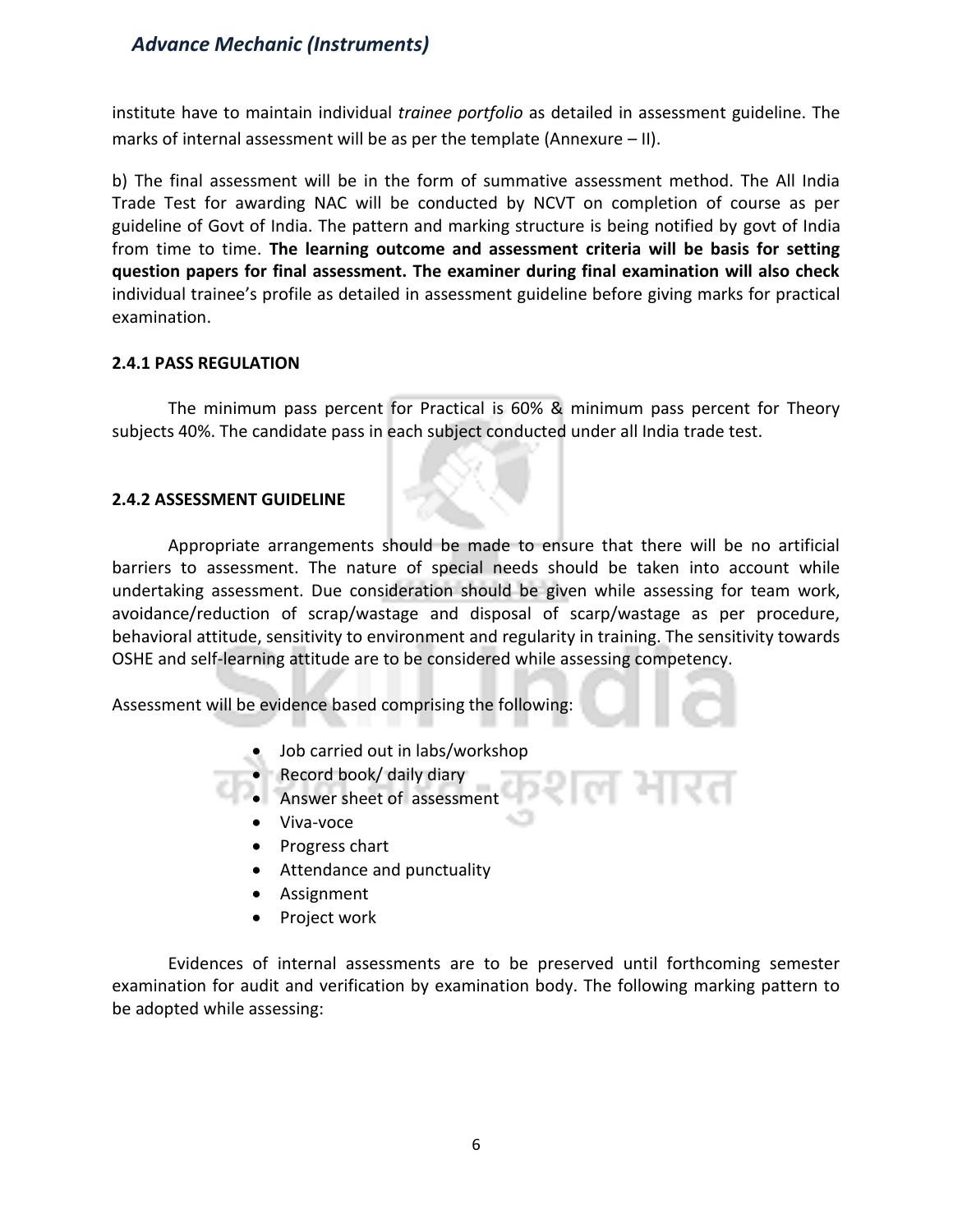institute have to maintain individual *trainee portfolio* as detailed in assessment guideline. The marks of internal assessment will be as per the template (Annexure – II).

b) The final assessment will be in the form of summative assessment method. The All India Trade Test for awarding NAC will be conducted by NCVT on completion of course as per guideline of Govt of India. The pattern and marking structure is being notified by govt of India from time to time. **The learning outcome and assessment criteria will be basis for setting question papers for final assessment. The examiner during final examination will also check** individual trainee's profile as detailed in assessment guideline before giving marks for practical examination.

### 2.4.1 PASS REGULATION

The minimum pass percent for Practical is 60% & minimum pass percent for Theory subjects 40%. The candidate pass in each subject conducted under all India trade test.

### 2.4.2 ASSESSMENT GUIDELINE

Appropriate arrangements should be made to ensure that there will be no artificial barriers to assessment. The nature of special needs should be taken into account while undertaking assessment. Due consideration should be given while assessing for team work, avoidance/reduction of scrap/wastage and disposal of scarp/wastage as per procedure, behavioral attitude, sensitivity to environment and regularity in training. The sensitivity towards OSHE and self-learning attitude are to be considered while assessing competency.

Assessment will be evidence based comprising the following:

- Job carried out in labs/workshop
- Record book/ daily diary
- Answer sheet of assessment
- Viva-voce
- Progress chart
- Attendance and punctuality
- Assignment
- Project work

Evidences of internal assessments are to be preserved until forthcoming semester examination for audit and verification by examination body. The following marking pattern to be adopted while assessing: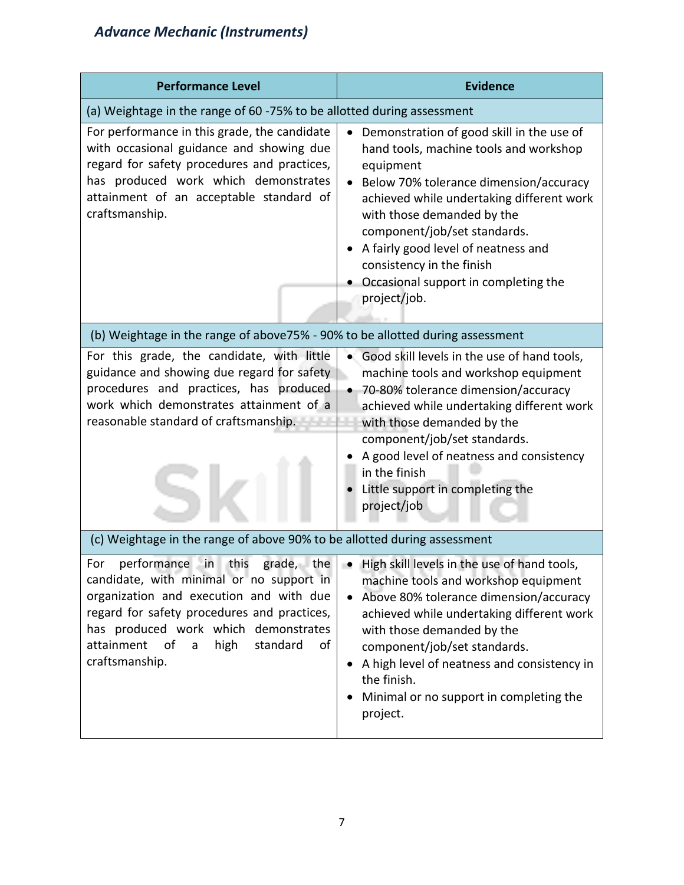| Performance Level | Evidence |
|---|---|
| (a) Weightage in the range of 60 -75% to be allotted during assessment | |
| For performance in this grade, the candidate with occasional guidance and showing due regard for safety procedures and practices, has produced work which demonstrates attainment of an acceptable standard of craftsmanship. | • Demonstration of good skill in the use of hand tools, machine tools and workshop equipment<br>• Below 70% tolerance dimension/accuracy achieved while undertaking different work with those demanded by the component/job/set standards.<br>• A fairly good level of neatness and consistency in the finish<br>• Occasional support in completing the project/job. |
| (b) Weightage in the range of above75% - 90% to be allotted during assessment | |
| For this grade, the candidate, with little guidance and showing due regard for safety procedures and practices, has produced work which demonstrates attainment of a reasonable standard of craftsmanship. | • Good skill levels in the use of hand tools, machine tools and workshop equipment<br>• 70-80% tolerance dimension/accuracy achieved while undertaking different work with those demanded by the component/job/set standards.<br>• A good level of neatness and consistency in the finish<br>• Little support in completing the project/job |
| (c) Weightage in the range of above 90% to be allotted during assessment | |
| For performance in this grade, the candidate, with minimal or no support in organization and execution and with due regard for safety procedures and practices, has produced work which demonstrates attainment of a high standard of craftsmanship. | • High skill levels in the use of hand tools, machine tools and workshop equipment<br>• Above 80% tolerance dimension/accuracy achieved while undertaking different work with those demanded by the component/job/set standards.<br>• A high level of neatness and consistency in the finish.<br>• Minimal or no support in completing the project. |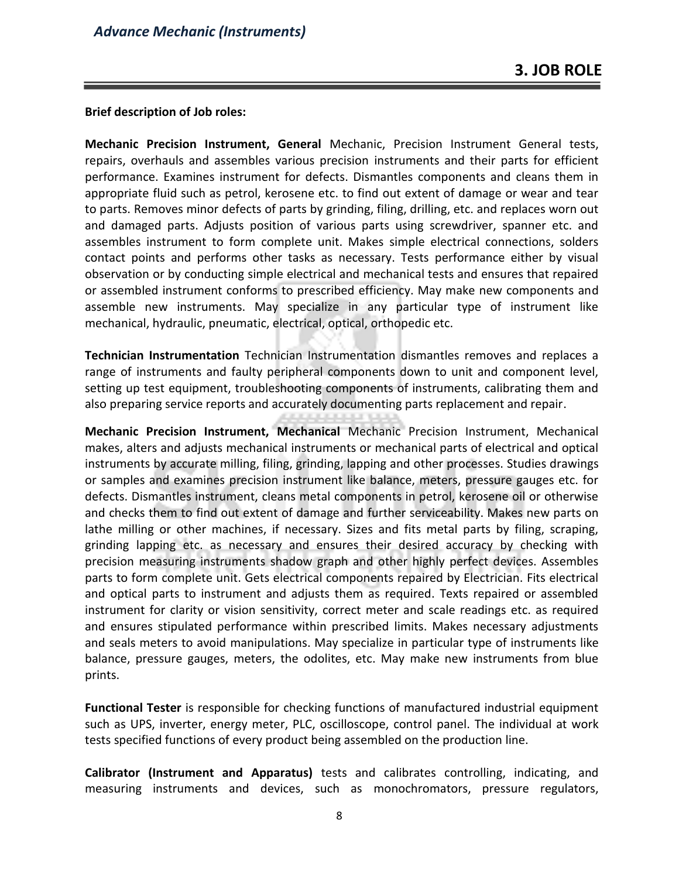## 3. JOB ROLE

**Brief description of Job roles:**

**Mechanic Precision Instrument, General** Mechanic, Precision Instrument General tests, repairs, overhauls and assembles various precision instruments and their parts for efficient performance. Examines instrument for defects. Dismantles components and cleans them in appropriate fluid such as petrol, kerosene etc. to find out extent of damage or wear and tear to parts. Removes minor defects of parts by grinding, filing, drilling, etc. and replaces worn out and damaged parts. Adjusts position of various parts using screwdriver, spanner etc. and assembles instrument to form complete unit. Makes simple electrical connections, solders contact points and performs other tasks as necessary. Tests performance either by visual observation or by conducting simple electrical and mechanical tests and ensures that repaired or assembled instrument conforms to prescribed efficiency. May make new components and assemble new instruments. May specialize in any particular type of instrument like mechanical, hydraulic, pneumatic, electrical, optical, orthopedic etc.

**Technician Instrumentation** Technician Instrumentation dismantles removes and replaces a range of instruments and faulty peripheral components down to unit and component level, setting up test equipment, troubleshooting components of instruments, calibrating them and also preparing service reports and accurately documenting parts replacement and repair.

**Mechanic Precision Instrument, Mechanical** Mechanic Precision Instrument, Mechanical makes, alters and adjusts mechanical instruments or mechanical parts of electrical and optical instruments by accurate milling, filing, grinding, lapping and other processes. Studies drawings or samples and examines precision instrument like balance, meters, pressure gauges etc. for defects. Dismantles instrument, cleans metal components in petrol, kerosene oil or otherwise and checks them to find out extent of damage and further serviceability. Makes new parts on lathe milling or other machines, if necessary. Sizes and fits metal parts by filing, scraping, grinding lapping etc. as necessary and ensures their desired accuracy by checking with precision measuring instruments shadow graph and other highly perfect devices. Assembles parts to form complete unit. Gets electrical components repaired by Electrician. Fits electrical and optical parts to instrument and adjusts them as required. Texts repaired or assembled instrument for clarity or vision sensitivity, correct meter and scale readings etc. as required and ensures stipulated performance within prescribed limits. Makes necessary adjustments and seals meters to avoid manipulations. May specialize in particular type of instruments like balance, pressure gauges, meters, the odolites, etc. May make new instruments from blue prints.

**Functional Tester** is responsible for checking functions of manufactured industrial equipment such as UPS, inverter, energy meter, PLC, oscilloscope, control panel. The individual at work tests specified functions of every product being assembled on the production line.

**Calibrator (Instrument and Apparatus)** tests and calibrates controlling, indicating, and measuring instruments and devices, such as monochromators, pressure regulators,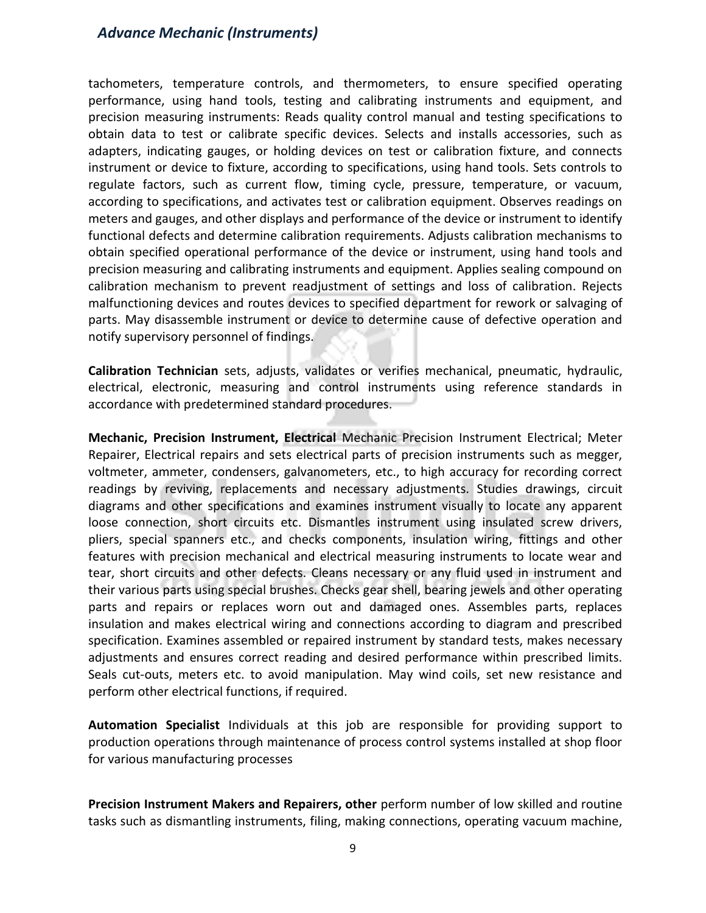tachometers, temperature controls, and thermometers, to ensure specified operating performance, using hand tools, testing and calibrating instruments and equipment, and precision measuring instruments: Reads quality control manual and testing specifications to obtain data to test or calibrate specific devices. Selects and installs accessories, such as adapters, indicating gauges, or holding devices on test or calibration fixture, and connects instrument or device to fixture, according to specifications, using hand tools. Sets controls to regulate factors, such as current flow, timing cycle, pressure, temperature, or vacuum, according to specifications, and activates test or calibration equipment. Observes readings on meters and gauges, and other displays and performance of the device or instrument to identify functional defects and determine calibration requirements. Adjusts calibration mechanisms to obtain specified operational performance of the device or instrument, using hand tools and precision measuring and calibrating instruments and equipment. Applies sealing compound on calibration mechanism to prevent readjustment of settings and loss of calibration. Rejects malfunctioning devices and routes devices to specified department for rework or salvaging of parts. May disassemble instrument or device to determine cause of defective operation and notify supervisory personnel of findings.

**Calibration Technician** sets, adjusts, validates or verifies mechanical, pneumatic, hydraulic, electrical, electronic, measuring and control instruments using reference standards in accordance with predetermined standard procedures.

**Mechanic, Precision Instrument, Electrical** Mechanic Precision Instrument Electrical; Meter Repairer, Electrical repairs and sets electrical parts of precision instruments such as megger, voltmeter, ammeter, condensers, galvanometers, etc., to high accuracy for recording correct readings by reviving, replacements and necessary adjustments. Studies drawings, circuit diagrams and other specifications and examines instrument visually to locate any apparent loose connection, short circuits etc. Dismantles instrument using insulated screw drivers, pliers, special spanners etc., and checks components, insulation wiring, fittings and other features with precision mechanical and electrical measuring instruments to locate wear and tear, short circuits and other defects. Cleans necessary or any fluid used in instrument and their various parts using special brushes. Checks gear shell, bearing jewels and other operating parts and repairs or replaces worn out and damaged ones. Assembles parts, replaces insulation and makes electrical wiring and connections according to diagram and prescribed specification. Examines assembled or repaired instrument by standard tests, makes necessary adjustments and ensures correct reading and desired performance within prescribed limits. Seals cut-outs, meters etc. to avoid manipulation. May wind coils, set new resistance and perform other electrical functions, if required.

**Automation Specialist** Individuals at this job are responsible for providing support to production operations through maintenance of process control systems installed at shop floor for various manufacturing processes

**Precision Instrument Makers and Repairers, other** perform number of low skilled and routine tasks such as dismantling instruments, filing, making connections, operating vacuum machine,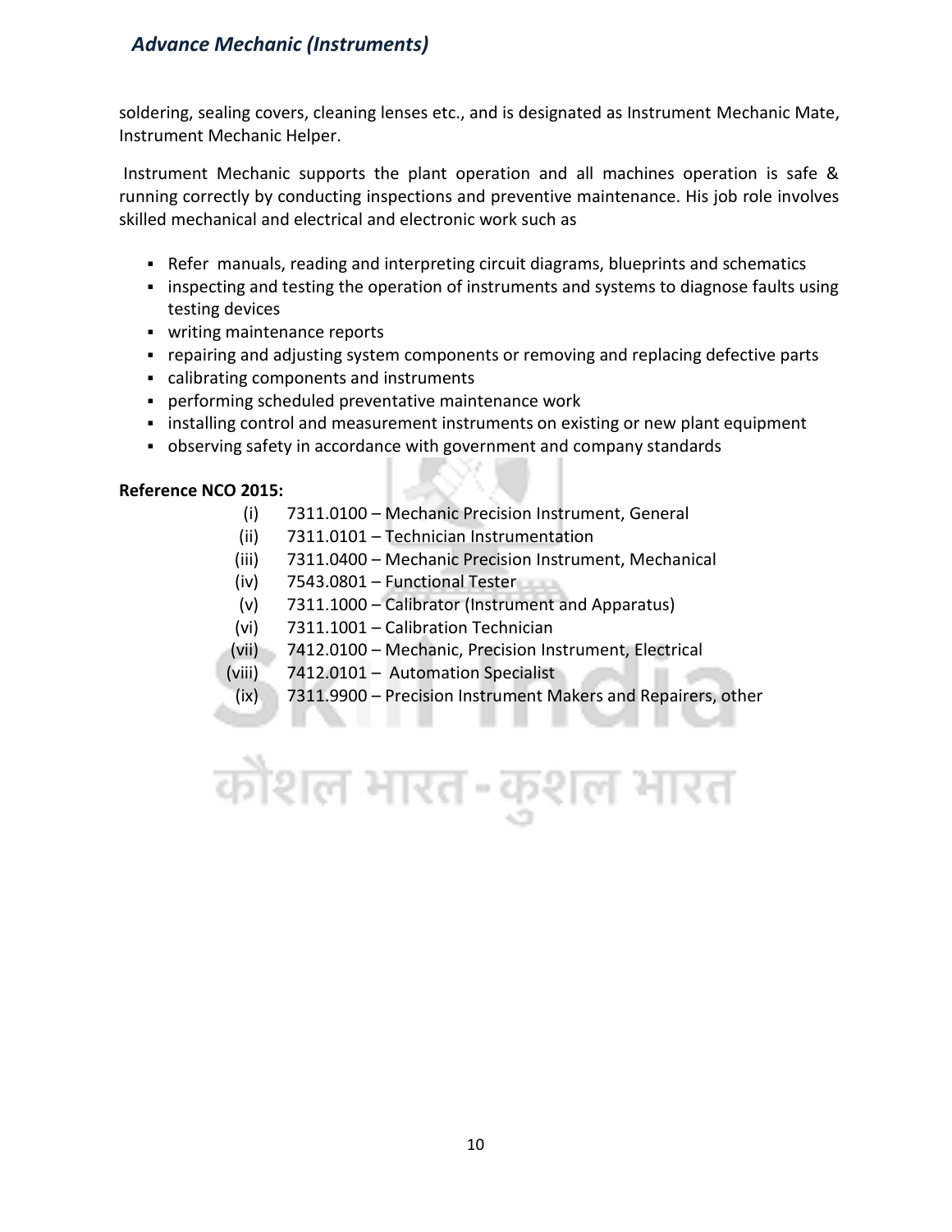soldering, sealing covers, cleaning lenses etc., and is designated as Instrument Mechanic Mate, Instrument Mechanic Helper.

Instrument Mechanic supports the plant operation and all machines operation is safe & running correctly by conducting inspections and preventive maintenance. His job role involves skilled mechanical and electrical and electronic work such as

- Refer manuals, reading and interpreting circuit diagrams, blueprints and schematics
- inspecting and testing the operation of instruments and systems to diagnose faults using testing devices
- writing maintenance reports
- repairing and adjusting system components or removing and replacing defective parts
- calibrating components and instruments
- performing scheduled preventative maintenance work
- installing control and measurement instruments on existing or new plant equipment
- observing safety in accordance with government and company standards

**Reference NCO 2015:**

(i) 7311.0100 – Mechanic Precision Instrument, General
(ii) 7311.0101 – Technician Instrumentation
(iii) 7311.0400 – Mechanic Precision Instrument, Mechanical
(iv) 7543.0801 – Functional Tester
(v) 7311.1000 – Calibrator (Instrument and Apparatus)
(vi) 7311.1001 – Calibration Technician
(vii) 7412.0100 – Mechanic, Precision Instrument, Electrical
(viii) 7412.0101 – Automation Specialist
(ix) 7311.9900 – Precision Instrument Makers and Repairers, other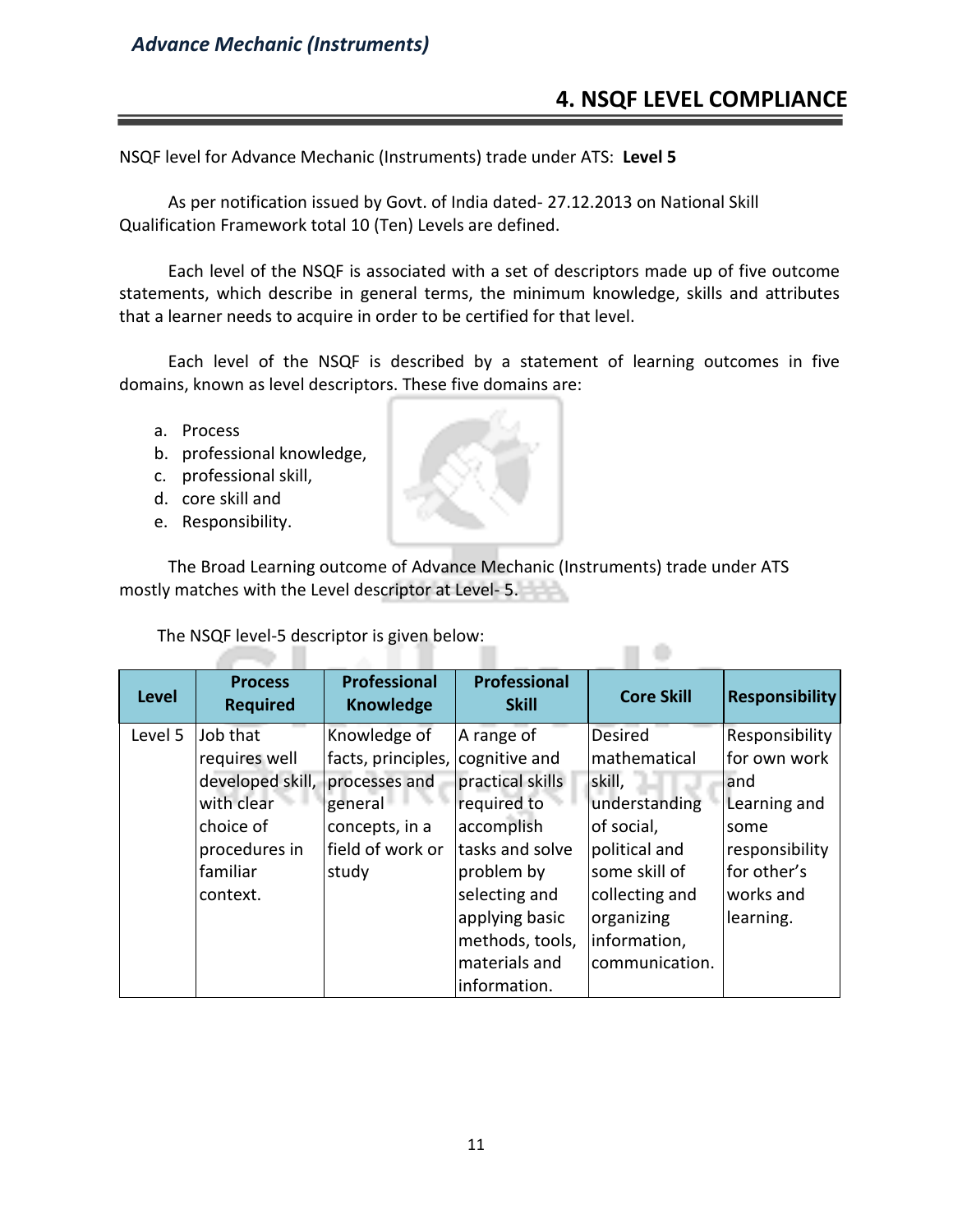## 4. NSQF LEVEL COMPLIANCE

NSQF level for Advance Mechanic (Instruments) trade under ATS: **Level 5**

As per notification issued by Govt. of India dated- 27.12.2013 on National Skill Qualification Framework total 10 (Ten) Levels are defined.

Each level of the NSQF is associated with a set of descriptors made up of five outcome statements, which describe in general terms, the minimum knowledge, skills and attributes that a learner needs to acquire in order to be certified for that level.

Each level of the NSQF is described by a statement of learning outcomes in five domains, known as level descriptors. These five domains are:

a. Process
b. professional knowledge,
c. professional skill,
d. core skill and
e. Responsibility.

The Broad Learning outcome of Advance Mechanic (Instruments) trade under ATS mostly matches with the Level descriptor at Level- 5.

The NSQF level-5 descriptor is given below:

| Level | Process Required | Professional Knowledge | Professional Skill | Core Skill | Responsibility |
|---|---|---|---|---|---|
| Level 5 | Job that requires well developed skill, with clear choice of procedures in familiar context. | Knowledge of facts, principles, processes and general concepts, in a field of work or study | A range of cognitive and practical skills required to accomplish tasks and solve problem by selecting and applying basic methods, tools, materials and information. | Desired mathematical skill, understanding of social, political and some skill of collecting and organizing information, communication. | Responsibility for own work and Learning and some responsibility for other's works and learning. |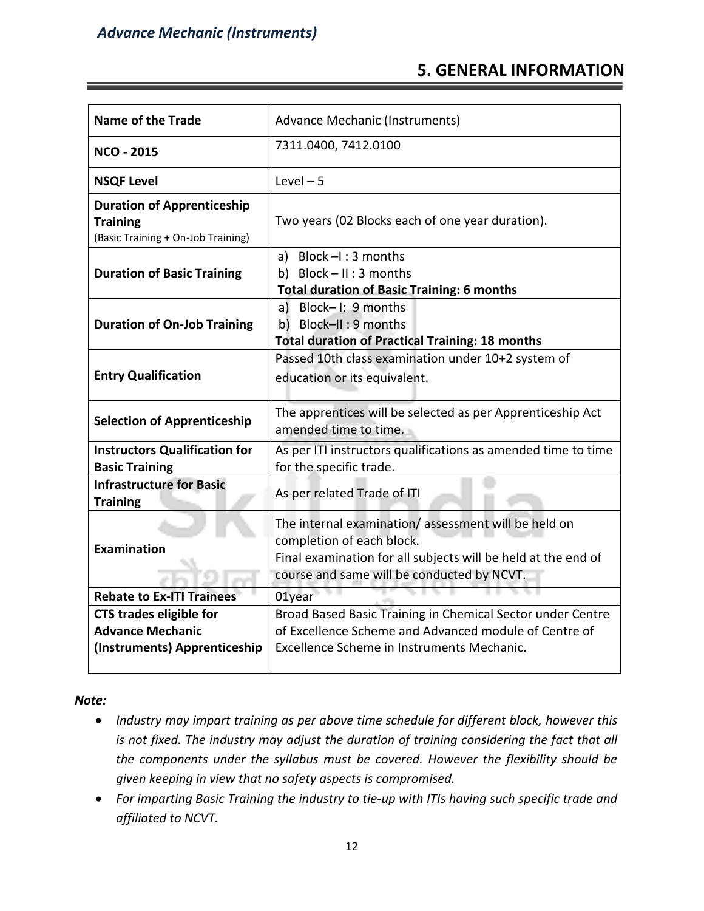## 5. GENERAL INFORMATION

| | |
|---|---|
| **Name of the Trade** | Advance Mechanic (Instruments) |
| **NCO - 2015** | 7311.0400, 7412.0100 |
| **NSQF Level** | Level – 5 |
| **Duration of Apprenticeship Training** (Basic Training + On-Job Training) | Two years (02 Blocks each of one year duration). |
| **Duration of Basic Training** | a) Block –I : 3 months<br>b) Block – II : 3 months<br>**Total duration of Basic Training: 6 months** |
| **Duration of On-Job Training** | a) Block– I: 9 months<br>b) Block–II : 9 months<br>**Total duration of Practical Training: 18 months** |
| **Entry Qualification** | Passed 10th class examination under 10+2 system of education or its equivalent. |
| **Selection of Apprenticeship** | The apprentices will be selected as per Apprenticeship Act amended time to time. |
| **Instructors Qualification for Basic Training** | As per ITI instructors qualifications as amended time to time for the specific trade. |
| **Infrastructure for Basic Training** | As per related Trade of ITI |
| **Examination** | The internal examination/ assessment will be held on completion of each block.<br>Final examination for all subjects will be held at the end of course and same will be conducted by NCVT. |
| **Rebate to Ex-ITI Trainees** | 01year |
| **CTS trades eligible for Advance Mechanic (Instruments) Apprenticeship** | Broad Based Basic Training in Chemical Sector under Centre of Excellence Scheme and Advanced module of Centre of Excellence Scheme in Instruments Mechanic. |

***Note:***

- *Industry may impart training as per above time schedule for different block, however this is not fixed. The industry may adjust the duration of training considering the fact that all the components under the syllabus must be covered. However the flexibility should be given keeping in view that no safety aspects is compromised.*
- *For imparting Basic Training the industry to tie-up with ITIs having such specific trade and affiliated to NCVT.*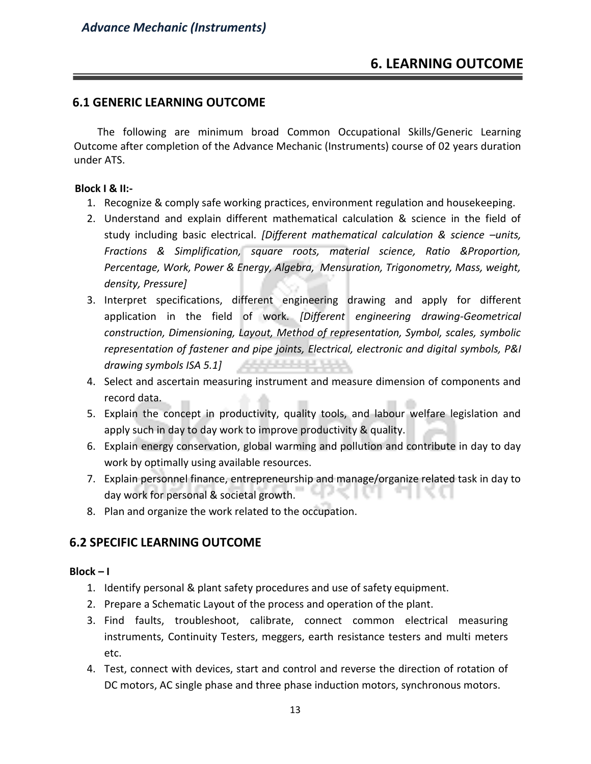# 6. LEARNING OUTCOME

## 6.1 GENERIC LEARNING OUTCOME

The following are minimum broad Common Occupational Skills/Generic Learning Outcome after completion of the Advance Mechanic (Instruments) course of 02 years duration under ATS.

**Block I & II:-**

1. Recognize & comply safe working practices, environment regulation and housekeeping.
2. Understand and explain different mathematical calculation & science in the field of study including basic electrical. *[Different mathematical calculation & science –units, Fractions & Simplification, square roots, material science, Ratio &Proportion, Percentage, Work, Power & Energy, Algebra, Mensuration, Trigonometry, Mass, weight, density, Pressure]*
3. Interpret specifications, different engineering drawing and apply for different application in the field of work. *[Different engineering drawing-Geometrical construction, Dimensioning, Layout, Method of representation, Symbol, scales, symbolic representation of fastener and pipe joints, Electrical, electronic and digital symbols, P&I drawing symbols ISA 5.1]*
4. Select and ascertain measuring instrument and measure dimension of components and record data.
5. Explain the concept in productivity, quality tools, and labour welfare legislation and apply such in day to day work to improve productivity & quality.
6. Explain energy conservation, global warming and pollution and contribute in day to day work by optimally using available resources.
7. Explain personnel finance, entrepreneurship and manage/organize related task in day to day work for personal & societal growth.
8. Plan and organize the work related to the occupation.

## 6.2 SPECIFIC LEARNING OUTCOME

**Block – I**

1. Identify personal & plant safety procedures and use of safety equipment.
2. Prepare a Schematic Layout of the process and operation of the plant.
3. Find faults, troubleshoot, calibrate, connect common electrical measuring instruments, Continuity Testers, meggers, earth resistance testers and multi meters etc.
4. Test, connect with devices, start and control and reverse the direction of rotation of DC motors, AC single phase and three phase induction motors, synchronous motors.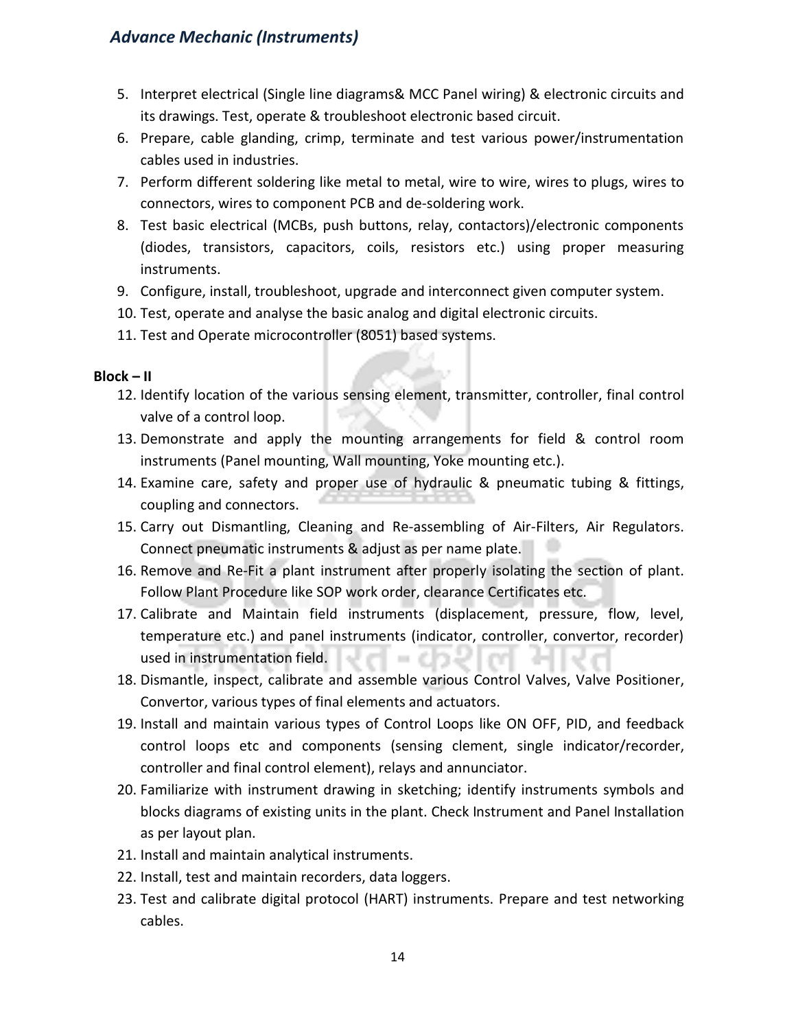5. Interpret electrical (Single line diagrams& MCC Panel wiring) & electronic circuits and its drawings. Test, operate & troubleshoot electronic based circuit.
6. Prepare, cable glanding, crimp, terminate and test various power/instrumentation cables used in industries.
7. Perform different soldering like metal to metal, wire to wire, wires to plugs, wires to connectors, wires to component PCB and de-soldering work.
8. Test basic electrical (MCBs, push buttons, relay, contactors)/electronic components (diodes, transistors, capacitors, coils, resistors etc.) using proper measuring instruments.
9. Configure, install, troubleshoot, upgrade and interconnect given computer system.
10. Test, operate and analyse the basic analog and digital electronic circuits.
11. Test and Operate microcontroller (8051) based systems.

**Block – II**

12. Identify location of the various sensing element, transmitter, controller, final control valve of a control loop.
13. Demonstrate and apply the mounting arrangements for field & control room instruments (Panel mounting, Wall mounting, Yoke mounting etc.).
14. Examine care, safety and proper use of hydraulic & pneumatic tubing & fittings, coupling and connectors.
15. Carry out Dismantling, Cleaning and Re-assembling of Air-Filters, Air Regulators. Connect pneumatic instruments & adjust as per name plate.
16. Remove and Re-Fit a plant instrument after properly isolating the section of plant. Follow Plant Procedure like SOP work order, clearance Certificates etc.
17. Calibrate and Maintain field instruments (displacement, pressure, flow, level, temperature etc.) and panel instruments (indicator, controller, convertor, recorder) used in instrumentation field.
18. Dismantle, inspect, calibrate and assemble various Control Valves, Valve Positioner, Convertor, various types of final elements and actuators.
19. Install and maintain various types of Control Loops like ON OFF, PID, and feedback control loops etc and components (sensing clement, single indicator/recorder, controller and final control element), relays and annunciator.
20. Familiarize with instrument drawing in sketching; identify instruments symbols and blocks diagrams of existing units in the plant. Check Instrument and Panel Installation as per layout plan.
21. Install and maintain analytical instruments.
22. Install, test and maintain recorders, data loggers.
23. Test and calibrate digital protocol (HART) instruments. Prepare and test networking cables.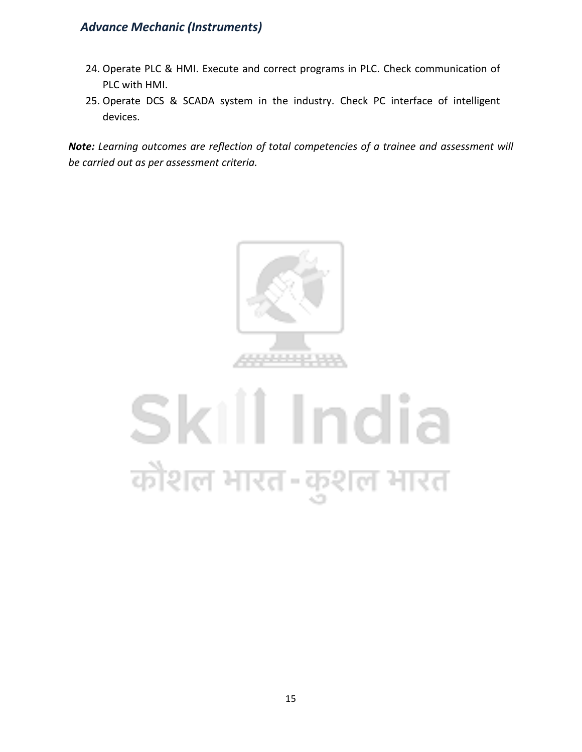24. Operate PLC & HMI. Execute and correct programs in PLC. Check communication of PLC with HMI.
25. Operate DCS & SCADA system in the industry. Check PC interface of intelligent devices.

***Note:*** *Learning outcomes are reflection of total competencies of a trainee and assessment will be carried out as per assessment criteria.*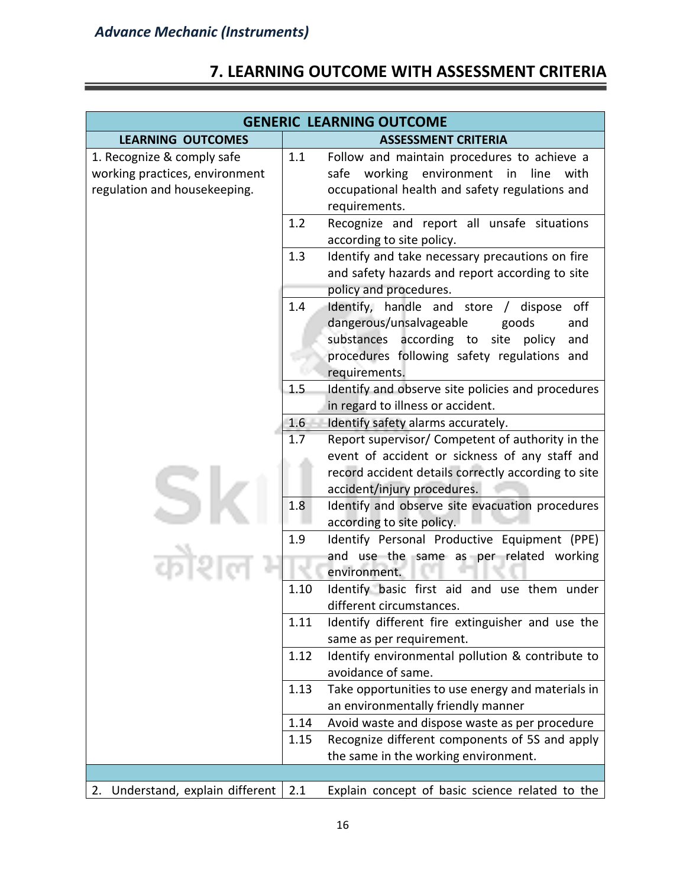## 7. LEARNING OUTCOME WITH ASSESSMENT CRITERIA

| GENERIC LEARNING OUTCOME | | |
|---|---|---|
| **LEARNING OUTCOMES** | **ASSESSMENT CRITERIA** | |
| 1. Recognize & comply safe working practices, environment regulation and housekeeping. | 1.1 | Follow and maintain procedures to achieve a safe working environment in line with occupational health and safety regulations and requirements. |
| | 1.2 | Recognize and report all unsafe situations according to site policy. |
| | 1.3 | Identify and take necessary precautions on fire and safety hazards and report according to site policy and procedures. |
| | 1.4 | Identify, handle and store / dispose off dangerous/unsalvageable goods and substances according to site policy and procedures following safety regulations and requirements. |
| | 1.5 | Identify and observe site policies and procedures in regard to illness or accident. |
| | 1.6 | Identify safety alarms accurately. |
| | 1.7 | Report supervisor/ Competent of authority in the event of accident or sickness of any staff and record accident details correctly according to site accident/injury procedures. |
| | 1.8 | Identify and observe site evacuation procedures according to site policy. |
| | 1.9 | Identify Personal Productive Equipment (PPE) and use the same as per related working environment. |
| | 1.10 | Identify basic first aid and use them under different circumstances. |
| | 1.11 | Identify different fire extinguisher and use the same as per requirement. |
| | 1.12 | Identify environmental pollution & contribute to avoidance of same. |
| | 1.13 | Take opportunities to use energy and materials in an environmentally friendly manner |
| | 1.14 | Avoid waste and dispose waste as per procedure |
| | 1.15 | Recognize different components of 5S and apply the same in the working environment. |
| | | |
| 2. Understand, explain different | 2.1 | Explain concept of basic science related to the |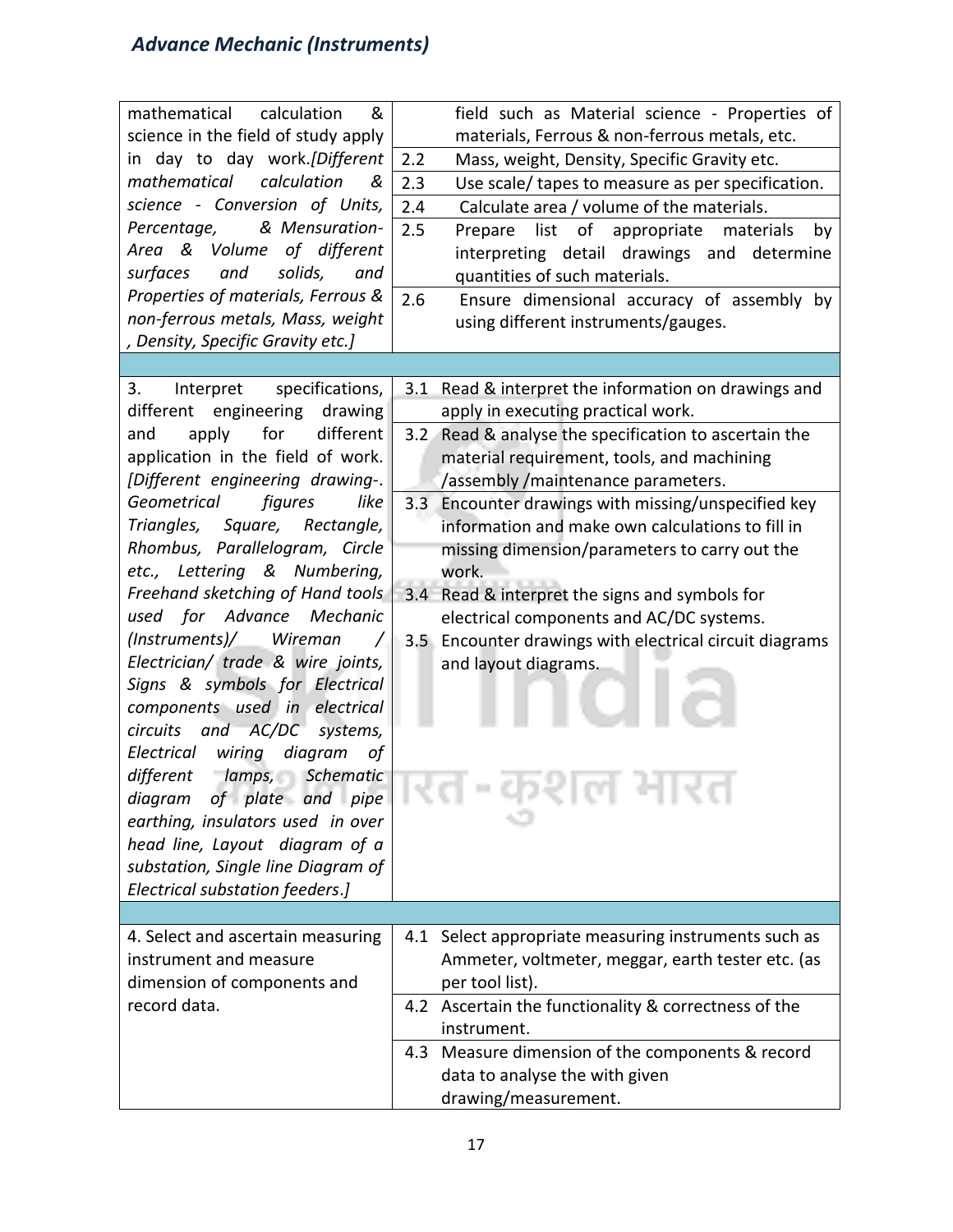| | | |
|---|---|---|
| mathematical calculation & science in the field of study apply in day to day work.*[Different mathematical calculation & science - Conversion of Units, Percentage, & Mensuration- Area & Volume of different surfaces and solids, and Properties of materials, Ferrous & non-ferrous metals, Mass, weight , Density, Specific Gravity etc.]* | | field such as Material science - Properties of materials, Ferrous & non-ferrous metals, etc. |
| | 2.2 | Mass, weight, Density, Specific Gravity etc. |
| | 2.3 | Use scale/ tapes to measure as per specification. |
| | 2.4 | Calculate area / volume of the materials. |
| | 2.5 | Prepare list of appropriate materials by interpreting detail drawings and determine quantities of such materials. |
| | 2.6 | Ensure dimensional accuracy of assembly by using different instruments/gauges. |
| | | |
| 3. Interpret specifications, different engineering drawing and apply for different application in the field of work. *[Different engineering drawing-. Geometrical figures like Triangles, Square, Rectangle, Rhombus, Parallelogram, Circle etc., Lettering & Numbering, Freehand sketching of Hand tools used for Advance Mechanic (Instruments)/ Wireman / Electrician/ trade & wire joints, Signs & symbols for Electrical components used in electrical circuits and AC/DC systems, Electrical wiring diagram of different lamps, Schematic diagram of plate and pipe earthing, insulators used in over head line, Layout diagram of a substation, Single line Diagram of Electrical substation feeders.]* | 3.1 | Read & interpret the information on drawings and apply in executing practical work. |
| | 3.2 | Read & analyse the specification to ascertain the material requirement, tools, and machining /assembly /maintenance parameters. |
| | 3.3 | Encounter drawings with missing/unspecified key information and make own calculations to fill in missing dimension/parameters to carry out the work. |
| | 3.4 | Read & interpret the signs and symbols for electrical components and AC/DC systems. |
| | 3.5 | Encounter drawings with electrical circuit diagrams and layout diagrams. |
| | | |
| 4. Select and ascertain measuring instrument and measure dimension of components and record data. | 4.1 | Select appropriate measuring instruments such as Ammeter, voltmeter, meggar, earth tester etc. (as per tool list). |
| | 4.2 | Ascertain the functionality & correctness of the instrument. |
| | 4.3 | Measure dimension of the components & record data to analyse the with given drawing/measurement. |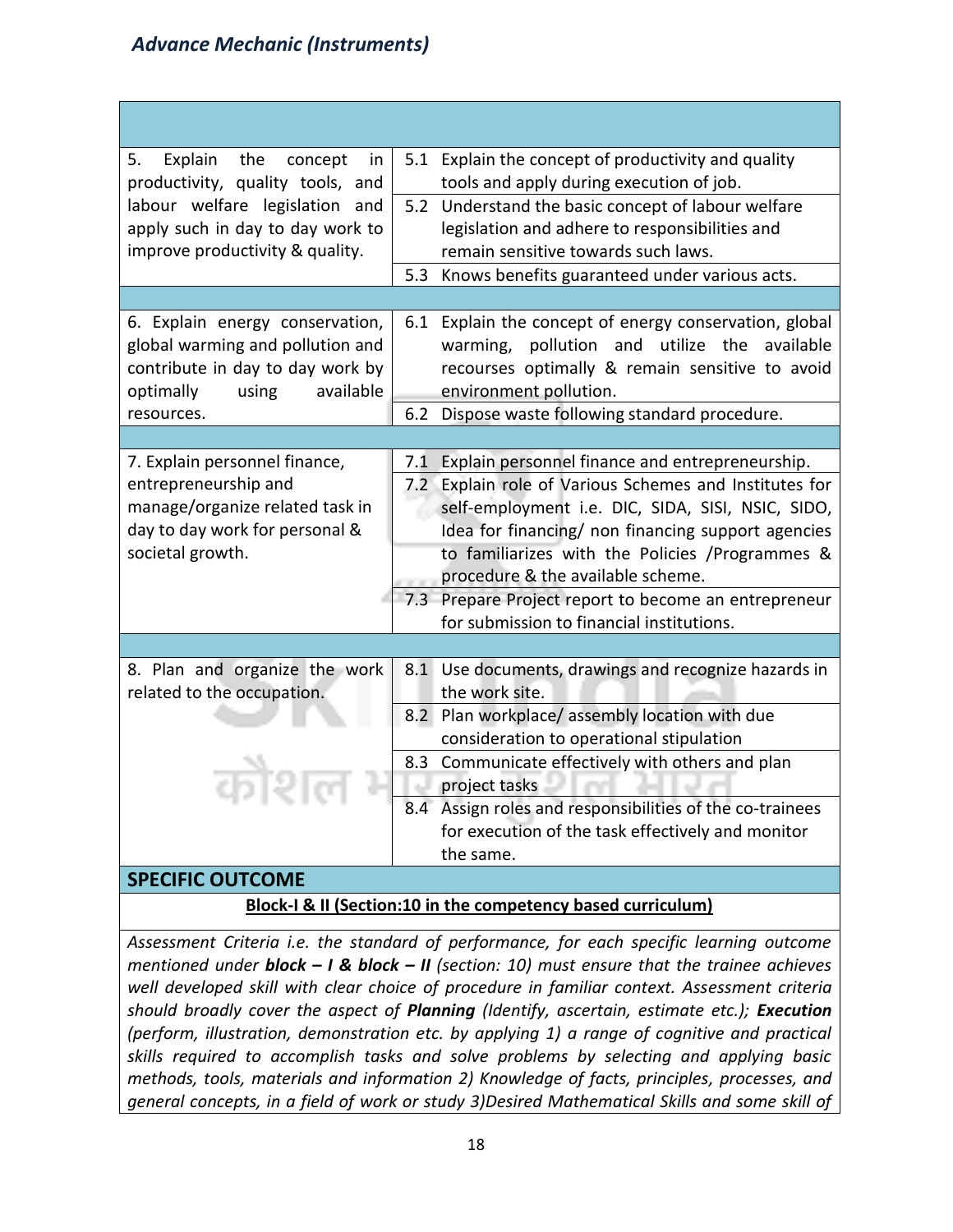| | |
|---|---|
| 5. Explain the concept in productivity, quality tools, and labour welfare legislation and apply such in day to day work to improve productivity & quality. | 5.1 Explain the concept of productivity and quality tools and apply during execution of job. |
| | 5.2 Understand the basic concept of labour welfare legislation and adhere to responsibilities and remain sensitive towards such laws. |
| | 5.3 Knows benefits guaranteed under various acts. |
| | |
| 6. Explain energy conservation, global warming and pollution and contribute in day to day work by optimally using available resources. | 6.1 Explain the concept of energy conservation, global warming, pollution and utilize the available recourses optimally & remain sensitive to avoid environment pollution. |
| | 6.2 Dispose waste following standard procedure. |
| | |
| 7. Explain personnel finance, entrepreneurship and manage/organize related task in day to day work for personal & societal growth. | 7.1 Explain personnel finance and entrepreneurship. |
| | 7.2 Explain role of Various Schemes and Institutes for self-employment i.e. DIC, SIDA, SISI, NSIC, SIDO, Idea for financing/ non financing support agencies to familiarizes with the Policies /Programmes & procedure & the available scheme. |
| | 7.3 Prepare Project report to become an entrepreneur for submission to financial institutions. |
| | |
| 8. Plan and organize the work related to the occupation. | 8.1 Use documents, drawings and recognize hazards in the work site. |
| | 8.2 Plan workplace/ assembly location with due consideration to operational stipulation |
| | 8.3 Communicate effectively with others and plan project tasks |
| | 8.4 Assign roles and responsibilities of the co-trainees for execution of the task effectively and monitor the same. |

**SPECIFIC OUTCOME**

**Block-I & II (Section:10 in the competency based curriculum)**

*Assessment Criteria i.e. the standard of performance, for each specific learning outcome mentioned under* ***block – I & block – II*** *(section: 10) must ensure that the trainee achieves well developed skill with clear choice of procedure in familiar context. Assessment criteria should broadly cover the aspect of* ***Planning*** *(Identify, ascertain, estimate etc.);* ***Execution*** *(perform, illustration, demonstration etc. by applying 1) a range of cognitive and practical skills required to accomplish tasks and solve problems by selecting and applying basic methods, tools, materials and information 2) Knowledge of facts, principles, processes, and general concepts, in a field of work or study 3)Desired Mathematical Skills and some skill of*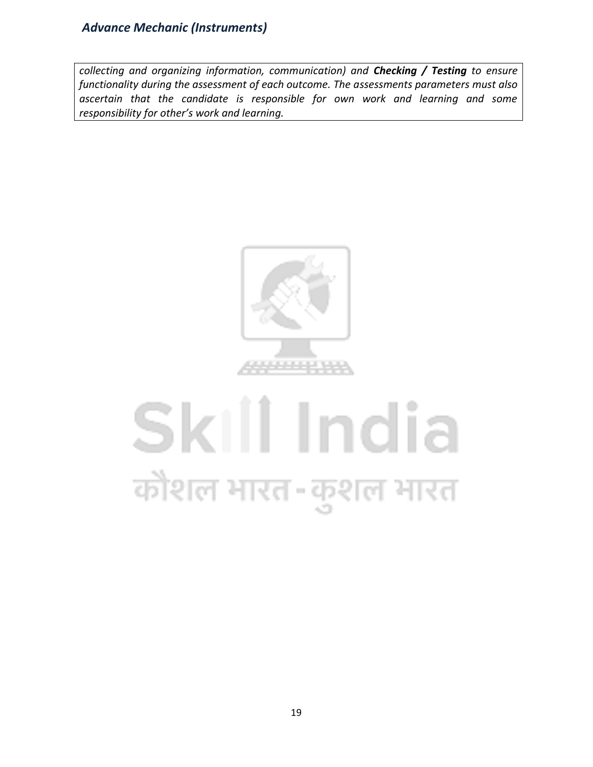*collecting and organizing information, communication) and **Checking / Testing** to ensure functionality during the assessment of each outcome. The assessments parameters must also ascertain that the candidate is responsible for own work and learning and some responsibility for other's work and learning.*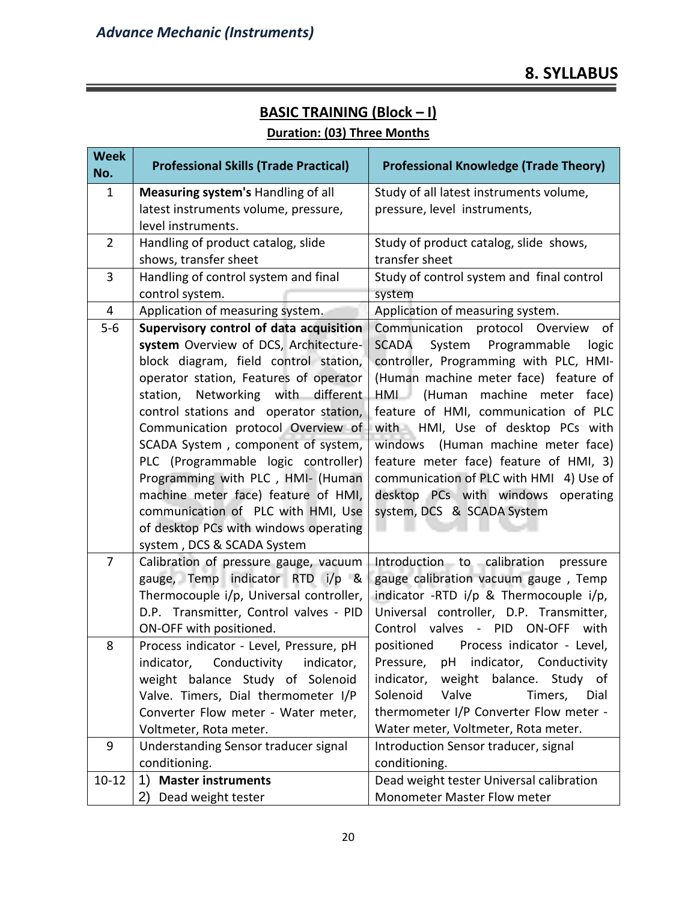## 8. SYLLABUS

### BASIC TRAINING (Block – I)

**Duration: (03) Three Months**

| Week No. | Professional Skills (Trade Practical) | Professional Knowledge (Trade Theory) |
|---|---|---|
| 1 | **Measuring system's** Handling of all latest instruments volume, pressure, level instruments. | Study of all latest instruments volume, pressure, level instruments, |
| 2 | Handling of product catalog, slide shows, transfer sheet | Study of product catalog, slide shows, transfer sheet |
| 3 | Handling of control system and final control system. | Study of control system and final control system |
| 4 | Application of measuring system. | Application of measuring system. |
| 5-6 | **Supervisory control of data acquisition system** Overview of DCS, Architecture-block diagram, field control station, operator station, Features of operator station, Networking with different control stations and operator station, Communication protocol Overview of SCADA System , component of system, PLC (Programmable logic controller) Programming with PLC , HMI- (Human machine meter face) feature of HMI, communication of PLC with HMI, Use of desktop PCs with windows operating system , DCS & SCADA System | Communication protocol Overview of SCADA System Programmable logic controller, Programming with PLC, HMI-(Human machine meter face) feature of HMI (Human machine meter face) feature of HMI, communication of PLC with HMI, Use of desktop PCs with windows (Human machine meter face) feature meter face) feature of HMI, 3) communication of PLC with HMI 4) Use of desktop PCs with windows operating system, DCS & SCADA System |
| 7 | Calibration of pressure gauge, vacuum gauge, Temp indicator RTD i/p & Thermocouple i/p, Universal controller, D.P. Transmitter, Control valves - PID ON-OFF with positioned. | Introduction to calibration pressure gauge calibration vacuum gauge , Temp indicator -RTD i/p & Thermocouple i/p, Universal controller, D.P. Transmitter, Control valves - PID ON-OFF with positioned Process indicator - Level, Pressure, pH indicator, Conductivity indicator, weight balance. Study of Solenoid Valve Timers, Dial thermometer I/P Converter Flow meter - Water meter, Voltmeter, Rota meter. |
| 8 | Process indicator - Level, Pressure, pH indicator, Conductivity indicator, weight balance Study of Solenoid Valve. Timers, Dial thermometer I/P Converter Flow meter - Water meter, Voltmeter, Rota meter. | |
| 9 | Understanding Sensor traducer signal conditioning. | Introduction Sensor traducer, signal conditioning. |
| 10-12 | 1) **Master instruments** 2) Dead weight tester | Dead weight tester Universal calibration Monometer Master Flow meter |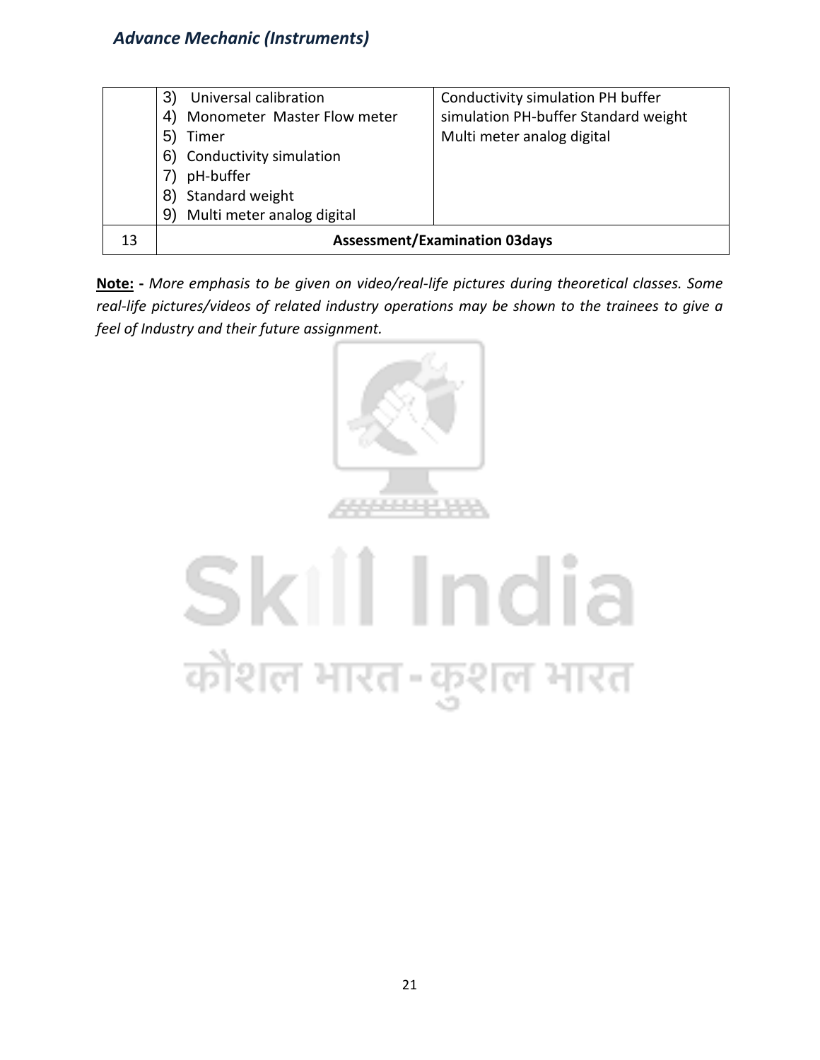|  |  |  |
|---|---|---|
|  | 3) Universal calibration<br>4) Monometer Master Flow meter<br>5) Timer<br>6) Conductivity simulation<br>7) pH-buffer<br>8) Standard weight<br>9) Multi meter analog digital | Conductivity simulation PH buffer simulation PH-buffer Standard weight Multi meter analog digital |
| 13 | **Assessment/Examination 03days** | |

**Note: -** *More emphasis to be given on video/real-life pictures during theoretical classes. Some real-life pictures/videos of related industry operations may be shown to the trainees to give a feel of Industry and their future assignment.*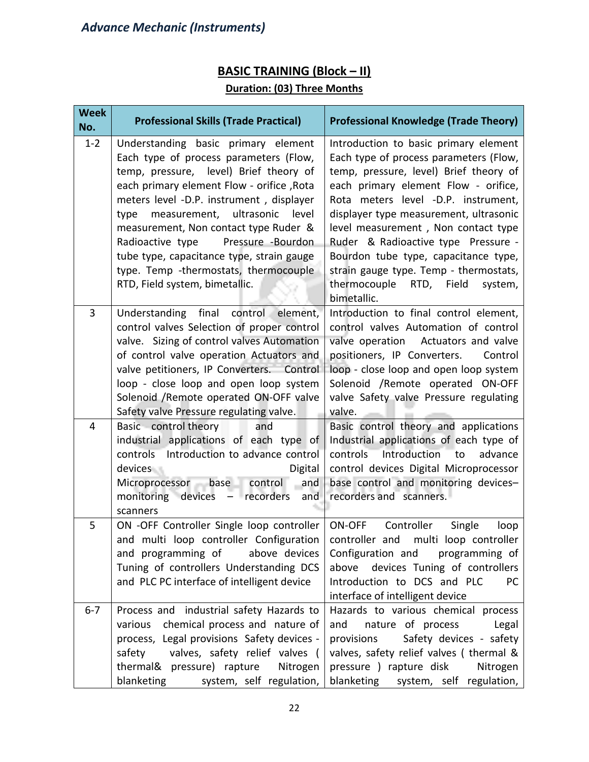## BASIC TRAINING (Block – II)

**Duration: (03) Three Months**

| Week No. | Professional Skills (Trade Practical) | Professional Knowledge (Trade Theory) |
|---|---|---|
| 1-2 | Understanding basic primary element Each type of process parameters (Flow, temp, pressure, level) Brief theory of each primary element Flow - orifice ,Rota meters level -D.P. instrument , displayer type measurement, ultrasonic level measurement, Non contact type Ruder & Radioactive type Pressure -Bourdon tube type, capacitance type, strain gauge type. Temp -thermostats, thermocouple RTD, Field system, bimetallic. | Introduction to basic primary element Each type of process parameters (Flow, temp, pressure, level) Brief theory of each primary element Flow - orifice, Rota meters level -D.P. instrument, displayer type measurement, ultrasonic level measurement , Non contact type Ruder & Radioactive type Pressure - Bourdon tube type, capacitance type, strain gauge type. Temp - thermostats, thermocouple RTD, Field system, bimetallic. |
| 3 | Understanding final control element, control valves Selection of proper control valve. Sizing of control valves Automation of control valve operation Actuators and valve petitioners, IP Converters. Control loop - close loop and open loop system Solenoid /Remote operated ON-OFF valve Safety valve Pressure regulating valve. | Introduction to final control element, control valves Automation of control valve operation Actuators and valve positioners, IP Converters. Control loop - close loop and open loop system Solenoid /Remote operated ON-OFF valve Safety valve Pressure regulating valve. |
| 4 | Basic control theory and industrial applications of each type of controls Introduction to advance control devices Digital Microprocessor base control and monitoring devices – recorders and scanners | Basic control theory and applications Industrial applications of each type of controls Introduction to advance control devices Digital Microprocessor base control and monitoring devices– recorders and scanners. |
| 5 | ON -OFF Controller Single loop controller and multi loop controller Configuration and programming of above devices Tuning of controllers Understanding DCS and PLC PC interface of intelligent device | ON-OFF Controller Single loop controller and multi loop controller Configuration and programming of above devices Tuning of controllers Introduction to DCS and PLC PC interface of intelligent device |
| 6-7 | Process and industrial safety Hazards to various chemical process and nature of process, Legal provisions Safety devices - safety valves, safety relief valves ( thermal& pressure) rapture Nitrogen blanketing system, self regulation, | Hazards to various chemical process and nature of process Legal provisions Safety devices - safety valves, safety relief valves ( thermal & pressure ) rapture disk Nitrogen blanketing system, self regulation, |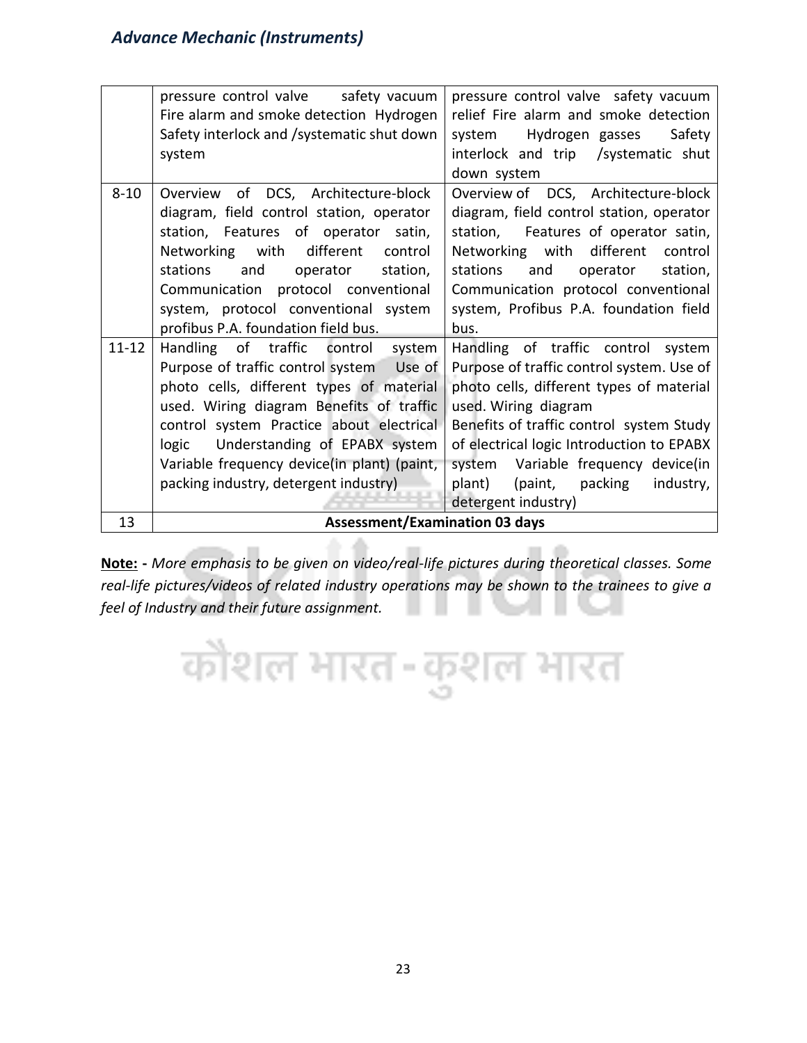|  |  |  |
|---|---|---|
|  | pressure control valve safety vacuum Fire alarm and smoke detection Hydrogen Safety interlock and /systematic shut down system | pressure control valve safety vacuum relief Fire alarm and smoke detection system Hydrogen gasses Safety interlock and trip /systematic shut down system |
| 8-10 | Overview of DCS, Architecture-block diagram, field control station, operator station, Features of operator satin, Networking with different control stations and operator station, Communication protocol conventional system, protocol conventional system profibus P.A. foundation field bus. | Overview of DCS, Architecture-block diagram, field control station, operator station, Features of operator satin, Networking with different control stations and operator station, Communication protocol conventional system, Profibus P.A. foundation field bus. |
| 11-12 | Handling of traffic control system Purpose of traffic control system Use of photo cells, different types of material used. Wiring diagram Benefits of traffic control system Practice about electrical logic Understanding of EPABX system Variable frequency device(in plant) (paint, packing industry, detergent industry) | Handling of traffic control system Purpose of traffic control system. Use of photo cells, different types of material used. Wiring diagram Benefits of traffic control system Study of electrical logic Introduction to EPABX system Variable frequency device(in plant) (paint, packing industry, detergent industry) |
| 13 | **Assessment/Examination 03 days** |  |

**Note: -** *More emphasis to be given on video/real-life pictures during theoretical classes. Some real-life pictures/videos of related industry operations may be shown to the trainees to give a feel of Industry and their future assignment.*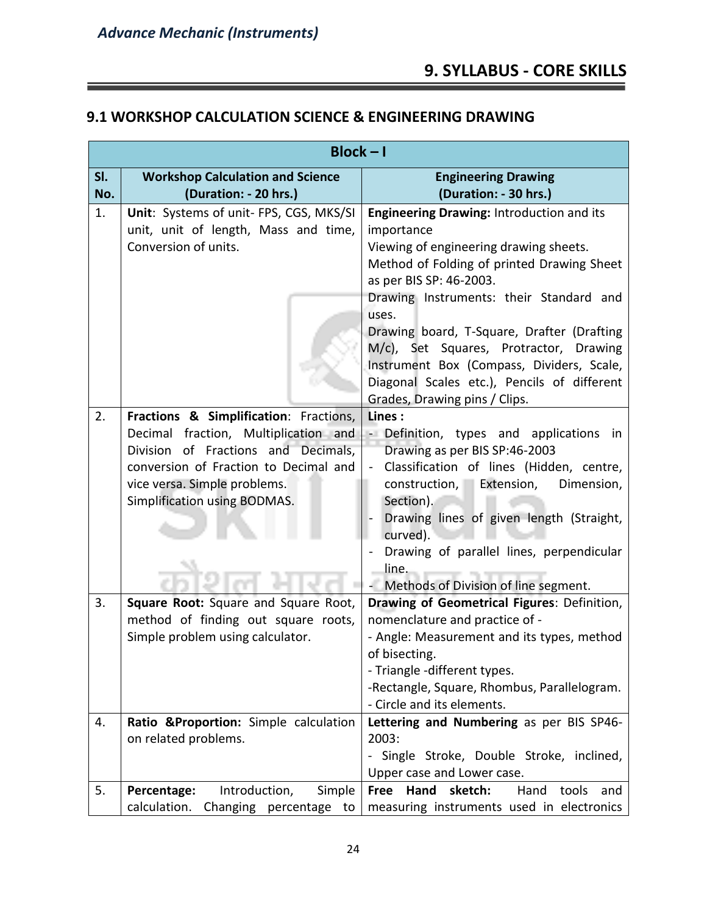## 9. SYLLABUS - CORE SKILLS

### 9.1 WORKSHOP CALCULATION SCIENCE & ENGINEERING DRAWING

| Block – I | | |
|---|---|---|
| **Sl. No.** | **Workshop Calculation and Science (Duration: - 20 hrs.)** | **Engineering Drawing (Duration: - 30 hrs.)** |
| 1. | **Unit**: Systems of unit- FPS, CGS, MKS/SI unit, unit of length, Mass and time, Conversion of units. | **Engineering Drawing:** Introduction and its importance<br>Viewing of engineering drawing sheets.<br>Method of Folding of printed Drawing Sheet as per BIS SP: 46-2003.<br>Drawing Instruments: their Standard and uses.<br>Drawing board, T-Square, Drafter (Drafting M/c), Set Squares, Protractor, Drawing Instrument Box (Compass, Dividers, Scale, Diagonal Scales etc.), Pencils of different Grades, Drawing pins / Clips. |
| 2. | **Fractions & Simplification**: Fractions, Decimal fraction, Multiplication and Division of Fractions and Decimals, conversion of Fraction to Decimal and vice versa. Simple problems.<br>Simplification using BODMAS. | **Lines :**<br>- Definition, types and applications in Drawing as per BIS SP:46-2003<br>- Classification of lines (Hidden, centre, construction, Extension, Dimension, Section).<br>- Drawing lines of given length (Straight, curved).<br>- Drawing of parallel lines, perpendicular line.<br>- Methods of Division of line segment. |
| 3. | **Square Root:** Square and Square Root, method of finding out square roots, Simple problem using calculator. | **Drawing of Geometrical Figures**: Definition, nomenclature and practice of -<br>- Angle: Measurement and its types, method of bisecting.<br>- Triangle -different types.<br>-Rectangle, Square, Rhombus, Parallelogram.<br>- Circle and its elements. |
| 4. | **Ratio &Proportion:** Simple calculation on related problems. | **Lettering and Numbering** as per BIS SP46-2003:<br>- Single Stroke, Double Stroke, inclined, Upper case and Lower case. |
| 5. | **Percentage:** Introduction, Simple calculation. Changing percentage to | **Free Hand sketch:** Hand tools and measuring instruments used in electronics |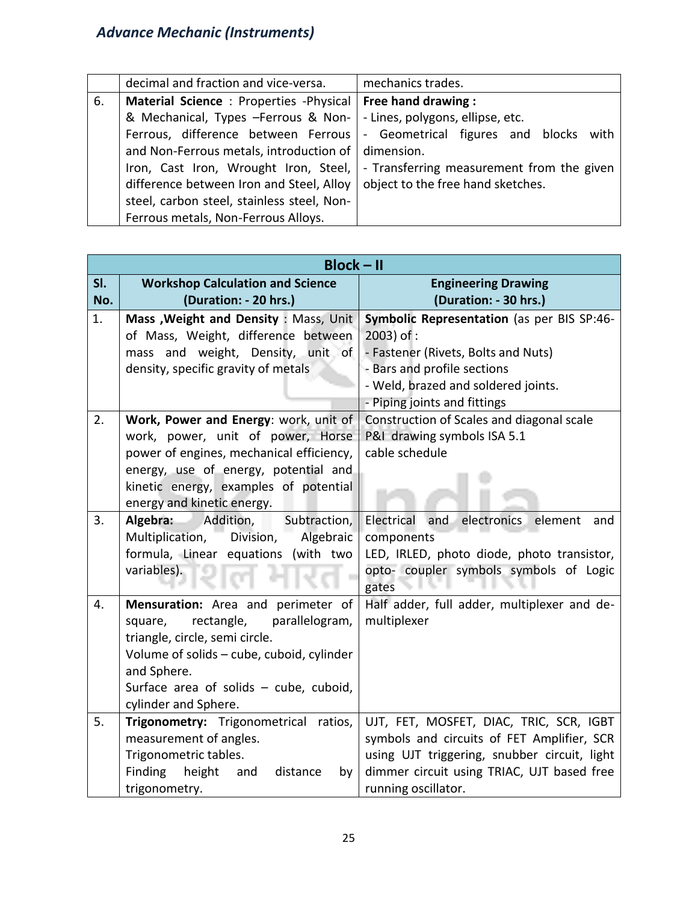|  | decimal and fraction and vice-versa. | mechanics trades. |
|---|---|---|
| 6. | **Material Science** : Properties -Physical & Mechanical, Types –Ferrous & Non-Ferrous, difference between Ferrous and Non-Ferrous metals, introduction of Iron, Cast Iron, Wrought Iron, Steel, difference between Iron and Steel, Alloy steel, carbon steel, stainless steel, Non-Ferrous metals, Non-Ferrous Alloys. | **Free hand drawing :**<br>- Lines, polygons, ellipse, etc.<br>- Geometrical figures and blocks with dimension.<br>- Transferring measurement from the given object to the free hand sketches. |

| **Block – II** | | |
|---|---|---|
| **Sl. No.** | **Workshop Calculation and Science (Duration: - 20 hrs.)** | **Engineering Drawing (Duration: - 30 hrs.)** |
| 1. | **Mass ,Weight and Density** : Mass, Unit of Mass, Weight, difference between mass and weight, Density, unit of density, specific gravity of metals | **Symbolic Representation** (as per BIS SP:46-2003) of :<br>- Fastener (Rivets, Bolts and Nuts)<br>- Bars and profile sections<br>- Weld, brazed and soldered joints.<br>- Piping joints and fittings |
| 2. | **Work, Power and Energy**: work, unit of work, power, unit of power, Horse power of engines, mechanical efficiency, energy, use of energy, potential and kinetic energy, examples of potential energy and kinetic energy. | Construction of Scales and diagonal scale<br>P&I drawing symbols ISA 5.1<br>cable schedule |
| 3. | **Algebra:** Addition, Subtraction, Multiplication, Division, Algebraic formula, Linear equations (with two variables). | Electrical and electronics element and components<br>LED, IRLED, photo diode, photo transistor, opto- coupler symbols symbols of Logic gates |
| 4. | **Mensuration:** Area and perimeter of square, rectangle, parallelogram, triangle, circle, semi circle.<br>Volume of solids – cube, cuboid, cylinder and Sphere.<br>Surface area of solids – cube, cuboid, cylinder and Sphere. | Half adder, full adder, multiplexer and de-multiplexer |
| 5. | **Trigonometry:** Trigonometrical ratios, measurement of angles.<br>Trigonometric tables.<br>Finding height and distance by trigonometry. | UJT, FET, MOSFET, DIAC, TRIC, SCR, IGBT symbols and circuits of FET Amplifier, SCR using UJT triggering, snubber circuit, light dimmer circuit using TRIAC, UJT based free running oscillator. |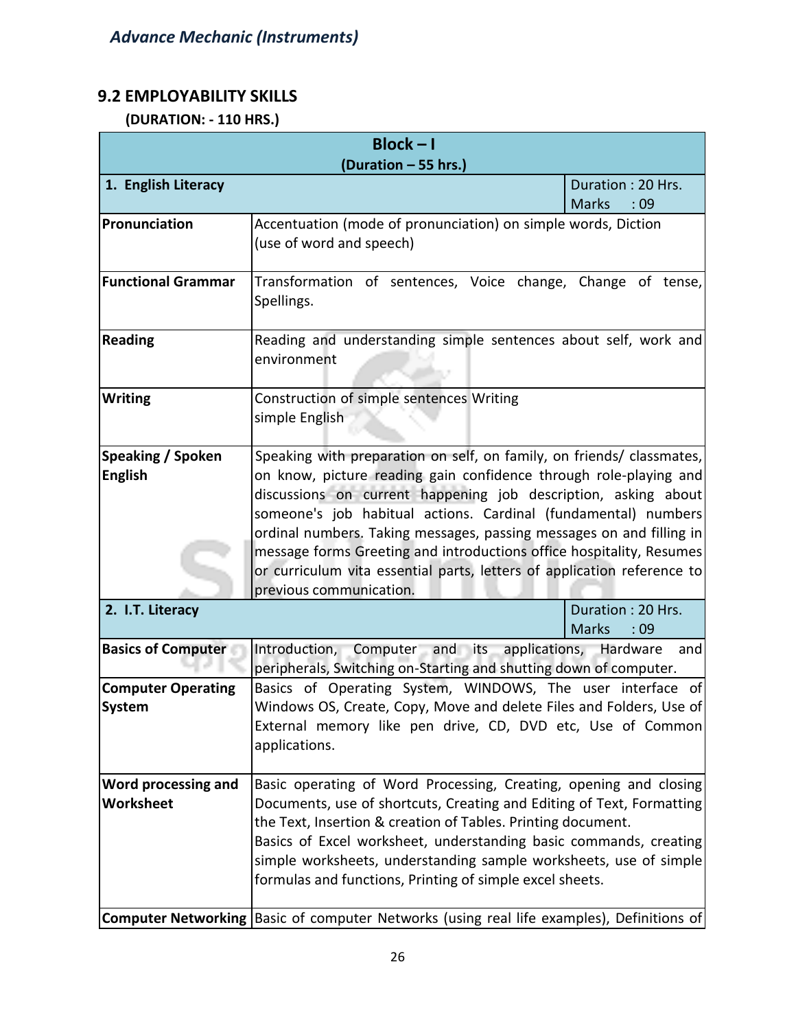## 9.2 EMPLOYABILITY SKILLS

**(DURATION: - 110 HRS.)**

| Block – I (Duration – 55 hrs.) | | |
|---|---|---|
| **1. English Literacy** | | Duration : 20 Hrs. Marks : 09 |
| **Pronunciation** | Accentuation (mode of pronunciation) on simple words, Diction (use of word and speech) | |
| **Functional Grammar** | Transformation of sentences, Voice change, Change of tense, Spellings. | |
| **Reading** | Reading and understanding simple sentences about self, work and environment | |
| **Writing** | Construction of simple sentences Writing simple English | |
| **Speaking / Spoken English** | Speaking with preparation on self, on family, on friends/ classmates, on know, picture reading gain confidence through role-playing and discussions on current happening job description, asking about someone's job habitual actions. Cardinal (fundamental) numbers ordinal numbers. Taking messages, passing messages on and filling in message forms Greeting and introductions office hospitality, Resumes or curriculum vita essential parts, letters of application reference to previous communication. | |
| **2. I.T. Literacy** | | Duration : 20 Hrs. Marks : 09 |
| **Basics of Computer** | Introduction, Computer and its applications, Hardware and peripherals, Switching on-Starting and shutting down of computer. | |
| **Computer Operating System** | Basics of Operating System, WINDOWS, The user interface of Windows OS, Create, Copy, Move and delete Files and Folders, Use of External memory like pen drive, CD, DVD etc, Use of Common applications. | |
| **Word processing and Worksheet** | Basic operating of Word Processing, Creating, opening and closing Documents, use of shortcuts, Creating and Editing of Text, Formatting the Text, Insertion & creation of Tables. Printing document. Basics of Excel worksheet, understanding basic commands, creating simple worksheets, understanding sample worksheets, use of simple formulas and functions, Printing of simple excel sheets. | |
| **Computer Networking** | Basic of computer Networks (using real life examples), Definitions of | |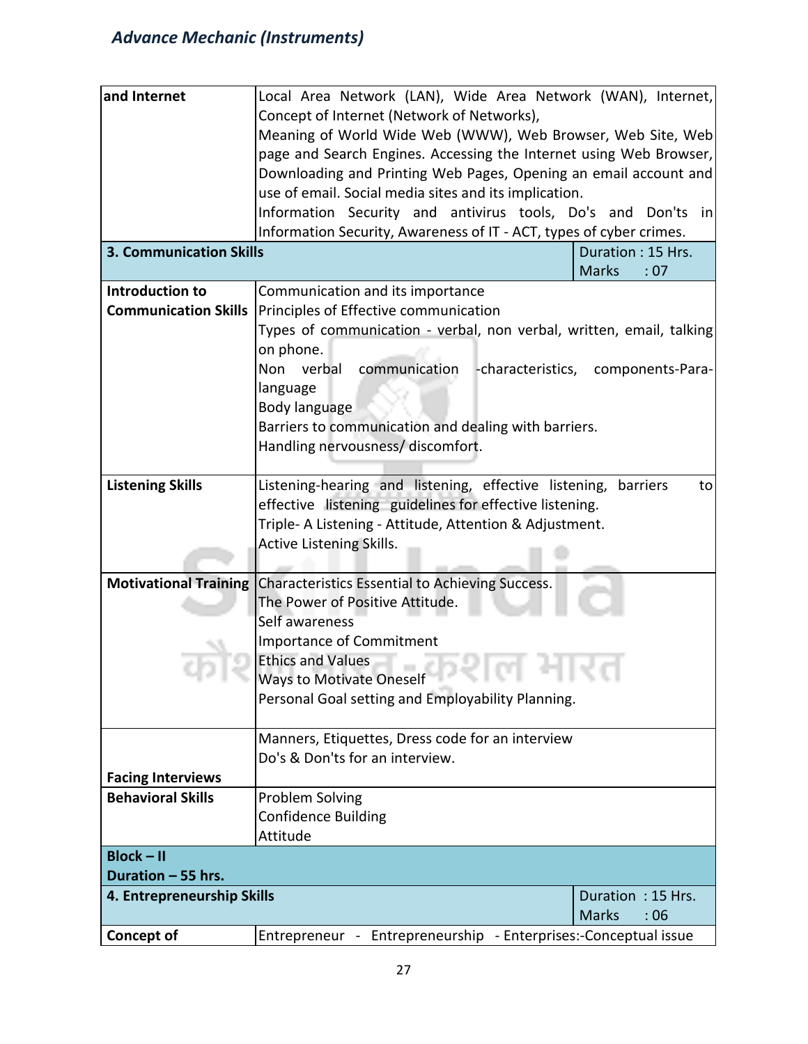| and Internet | Local Area Network (LAN), Wide Area Network (WAN), Internet, Concept of Internet (Network of Networks),<br>Meaning of World Wide Web (WWW), Web Browser, Web Site, Web page and Search Engines. Accessing the Internet using Web Browser, Downloading and Printing Web Pages, Opening an email account and use of email. Social media sites and its implication.<br>Information Security and antivirus tools, Do's and Don'ts in Information Security, Awareness of IT - ACT, types of cyber crimes. | |
|---|---|---|
| **3. Communication Skills** | | Duration : 15 Hrs.<br>Marks : 07 |
| **Introduction to Communication Skills** | Communication and its importance<br>Principles of Effective communication<br>Types of communication - verbal, non verbal, written, email, talking on phone.<br>Non verbal communication -characteristics, components-Para-language<br>Body language<br>Barriers to communication and dealing with barriers.<br>Handling nervousness/ discomfort. | |
| **Listening Skills** | Listening-hearing and listening, effective listening, barriers to effective listening guidelines for effective listening.<br>Triple- A Listening - Attitude, Attention & Adjustment.<br>Active Listening Skills. | |
| **Motivational Training** | Characteristics Essential to Achieving Success.<br>The Power of Positive Attitude.<br>Self awareness<br>Importance of Commitment<br>Ethics and Values<br>Ways to Motivate Oneself<br>Personal Goal setting and Employability Planning. | |
| **Facing Interviews** | Manners, Etiquettes, Dress code for an interview<br>Do's & Don'ts for an interview. | |
| **Behavioral Skills** | Problem Solving<br>Confidence Building<br>Attitude | |
| **Block – II**<br>**Duration – 55 hrs.** | | |
| **4. Entrepreneurship Skills** | | Duration : 15 Hrs.<br>Marks : 06 |
| **Concept of** | Entrepreneur - Entrepreneurship - Enterprises:-Conceptual issue | |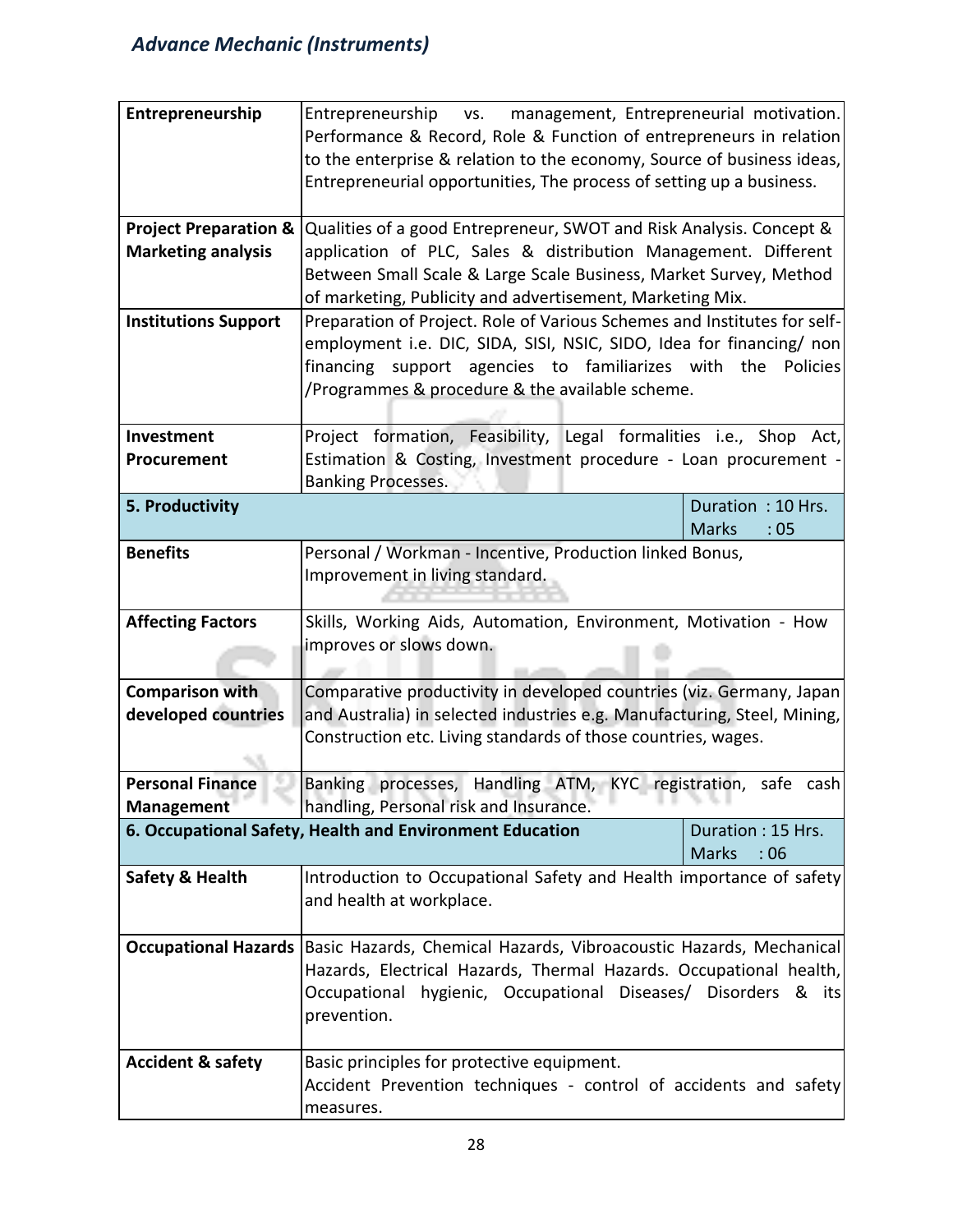| | |
|---|---|
| **Entrepreneurship** | Entrepreneurship vs. management, Entrepreneurial motivation. Performance & Record, Role & Function of entrepreneurs in relation to the enterprise & relation to the economy, Source of business ideas, Entrepreneurial opportunities, The process of setting up a business. |
| **Project Preparation & Marketing analysis** | Qualities of a good Entrepreneur, SWOT and Risk Analysis. Concept & application of PLC, Sales & distribution Management. Different Between Small Scale & Large Scale Business, Market Survey, Method of marketing, Publicity and advertisement, Marketing Mix. |
| **Institutions Support** | Preparation of Project. Role of Various Schemes and Institutes for self-employment i.e. DIC, SIDA, SISI, NSIC, SIDO, Idea for financing/ non financing support agencies to familiarizes with the Policies /Programmes & procedure & the available scheme. |
| **Investment Procurement** | Project formation, Feasibility, Legal formalities i.e., Shop Act, Estimation & Costing, Investment procedure - Loan procurement - Banking Processes. |
| **5. Productivity** | Duration : 10 Hrs. Marks : 05 |
| **Benefits** | Personal / Workman - Incentive, Production linked Bonus, Improvement in living standard. |
| **Affecting Factors** | Skills, Working Aids, Automation, Environment, Motivation - How improves or slows down. |
| **Comparison with developed countries** | Comparative productivity in developed countries (viz. Germany, Japan and Australia) in selected industries e.g. Manufacturing, Steel, Mining, Construction etc. Living standards of those countries, wages. |
| **Personal Finance Management** | Banking processes, Handling ATM, KYC registration, safe cash handling, Personal risk and Insurance. |
| **6. Occupational Safety, Health and Environment Education** | Duration : 15 Hrs. Marks : 06 |
| **Safety & Health** | Introduction to Occupational Safety and Health importance of safety and health at workplace. |
| **Occupational Hazards** | Basic Hazards, Chemical Hazards, Vibroacoustic Hazards, Mechanical Hazards, Electrical Hazards, Thermal Hazards. Occupational health, Occupational hygienic, Occupational Diseases/ Disorders & its prevention. |
| **Accident & safety** | Basic principles for protective equipment. Accident Prevention techniques - control of accidents and safety measures. |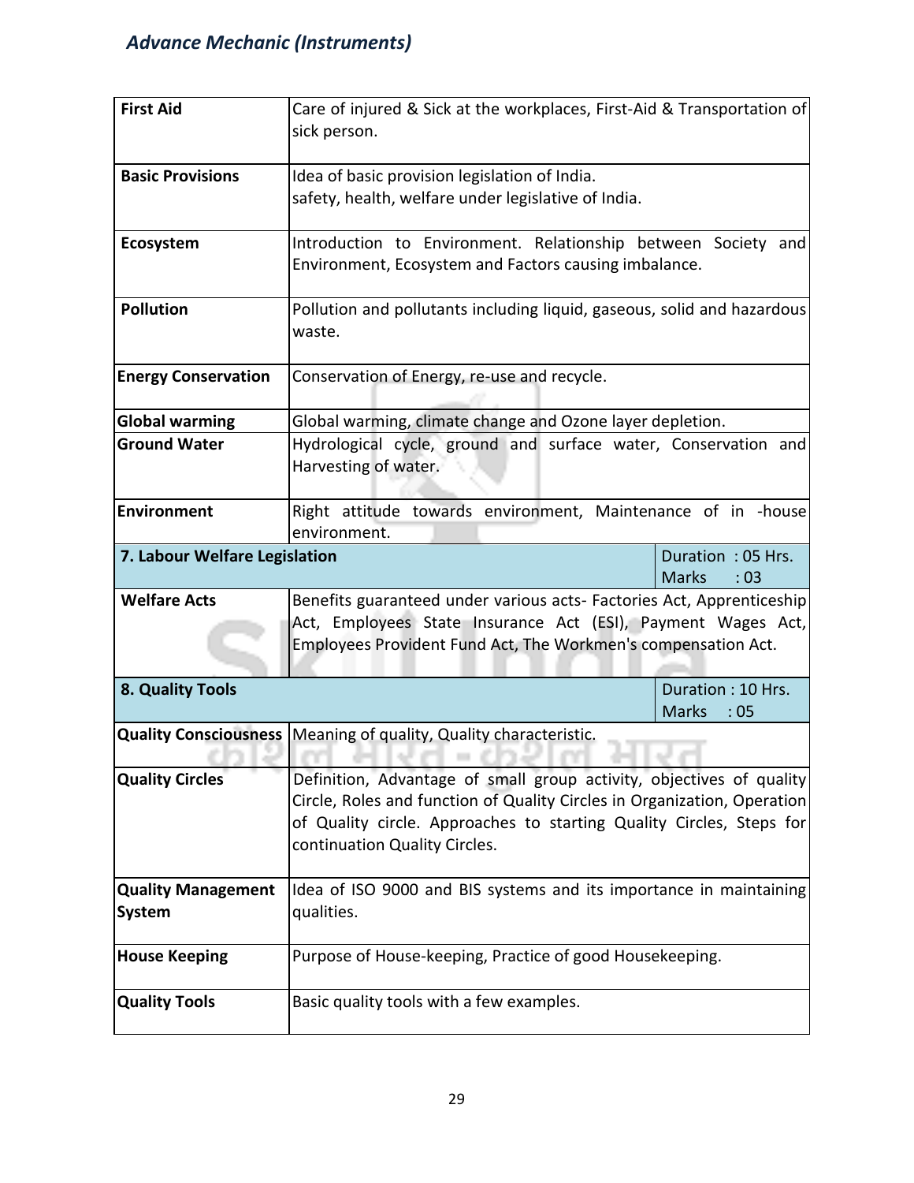| | |
|---|---|
| **First Aid** | Care of injured & Sick at the workplaces, First-Aid & Transportation of sick person. |
| **Basic Provisions** | Idea of basic provision legislation of India.<br>safety, health, welfare under legislative of India. |
| **Ecosystem** | Introduction to Environment. Relationship between Society and Environment, Ecosystem and Factors causing imbalance. |
| **Pollution** | Pollution and pollutants including liquid, gaseous, solid and hazardous waste. |
| **Energy Conservation** | Conservation of Energy, re-use and recycle. |
| **Global warming** | Global warming, climate change and Ozone layer depletion. |
| **Ground Water** | Hydrological cycle, ground and surface water, Conservation and Harvesting of water. |
| **Environment** | Right attitude towards environment, Maintenance of in -house environment. |
| **7. Labour Welfare Legislation** | Duration : 05 Hrs.<br>Marks : 03 |
| **Welfare Acts** | Benefits guaranteed under various acts- Factories Act, Apprenticeship Act, Employees State Insurance Act (ESI), Payment Wages Act, Employees Provident Fund Act, The Workmen's compensation Act. |
| **8. Quality Tools** | Duration : 10 Hrs.<br>Marks : 05 |
| **Quality Consciousness** | Meaning of quality, Quality characteristic. |
| **Quality Circles** | Definition, Advantage of small group activity, objectives of quality Circle, Roles and function of Quality Circles in Organization, Operation of Quality circle. Approaches to starting Quality Circles, Steps for continuation Quality Circles. |
| **Quality Management System** | Idea of ISO 9000 and BIS systems and its importance in maintaining qualities. |
| **House Keeping** | Purpose of House-keeping, Practice of good Housekeeping. |
| **Quality Tools** | Basic quality tools with a few examples. |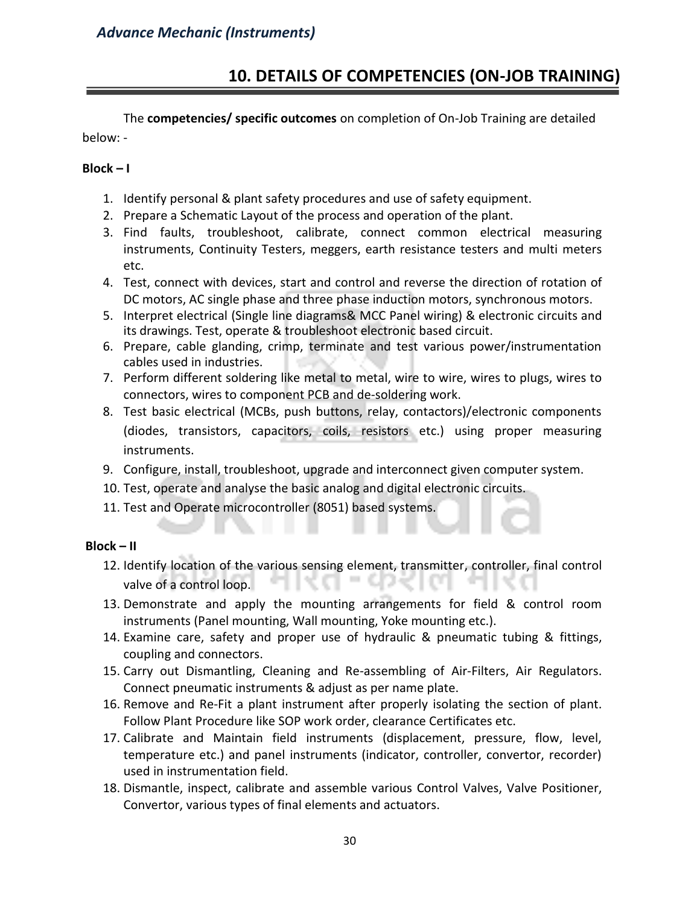## 10. DETAILS OF COMPETENCIES (ON-JOB TRAINING)

The **competencies/ specific outcomes** on completion of On-Job Training are detailed below: -

**Block – I**

1. Identify personal & plant safety procedures and use of safety equipment.
2. Prepare a Schematic Layout of the process and operation of the plant.
3. Find faults, troubleshoot, calibrate, connect common electrical measuring instruments, Continuity Testers, meggers, earth resistance testers and multi meters etc.
4. Test, connect with devices, start and control and reverse the direction of rotation of DC motors, AC single phase and three phase induction motors, synchronous motors.
5. Interpret electrical (Single line diagrams& MCC Panel wiring) & electronic circuits and its drawings. Test, operate & troubleshoot electronic based circuit.
6. Prepare, cable glanding, crimp, terminate and test various power/instrumentation cables used in industries.
7. Perform different soldering like metal to metal, wire to wire, wires to plugs, wires to connectors, wires to component PCB and de-soldering work.
8. Test basic electrical (MCBs, push buttons, relay, contactors)/electronic components (diodes, transistors, capacitors, coils, resistors etc.) using proper measuring instruments.
9. Configure, install, troubleshoot, upgrade and interconnect given computer system.
10. Test, operate and analyse the basic analog and digital electronic circuits.
11. Test and Operate microcontroller (8051) based systems.

**Block – II**

12. Identify location of the various sensing element, transmitter, controller, final control valve of a control loop.
13. Demonstrate and apply the mounting arrangements for field & control room instruments (Panel mounting, Wall mounting, Yoke mounting etc.).
14. Examine care, safety and proper use of hydraulic & pneumatic tubing & fittings, coupling and connectors.
15. Carry out Dismantling, Cleaning and Re-assembling of Air-Filters, Air Regulators. Connect pneumatic instruments & adjust as per name plate.
16. Remove and Re-Fit a plant instrument after properly isolating the section of plant. Follow Plant Procedure like SOP work order, clearance Certificates etc.
17. Calibrate and Maintain field instruments (displacement, pressure, flow, level, temperature etc.) and panel instruments (indicator, controller, convertor, recorder) used in instrumentation field.
18. Dismantle, inspect, calibrate and assemble various Control Valves, Valve Positioner, Convertor, various types of final elements and actuators.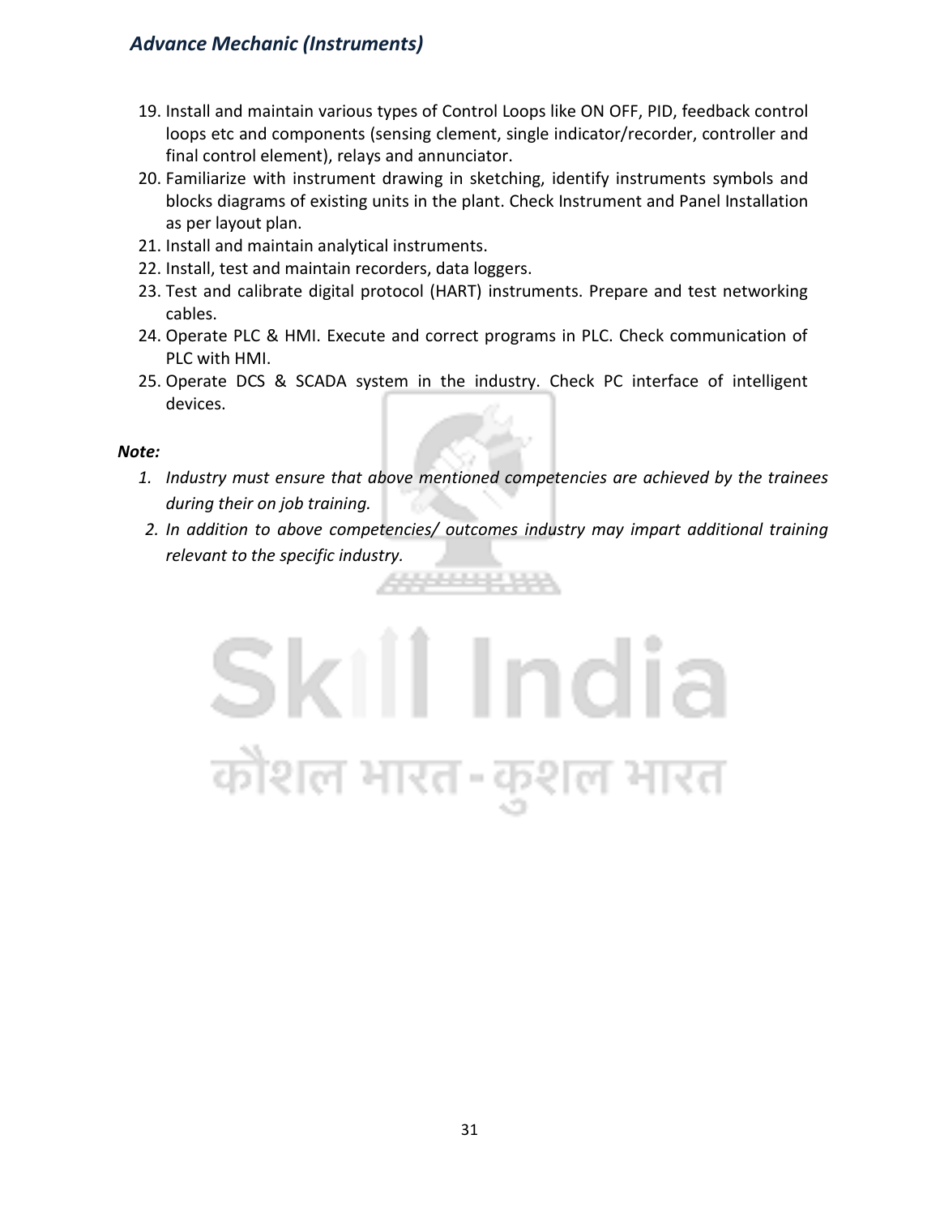19. Install and maintain various types of Control Loops like ON OFF, PID, feedback control loops etc and components (sensing clement, single indicator/recorder, controller and final control element), relays and annunciator.
20. Familiarize with instrument drawing in sketching, identify instruments symbols and blocks diagrams of existing units in the plant. Check Instrument and Panel Installation as per layout plan.
21. Install and maintain analytical instruments.
22. Install, test and maintain recorders, data loggers.
23. Test and calibrate digital protocol (HART) instruments. Prepare and test networking cables.
24. Operate PLC & HMI. Execute and correct programs in PLC. Check communication of PLC with HMI.
25. Operate DCS & SCADA system in the industry. Check PC interface of intelligent devices.

***Note:***

1. *Industry must ensure that above mentioned competencies are achieved by the trainees during their on job training.*
2. *In addition to above competencies/ outcomes industry may impart additional training relevant to the specific industry.*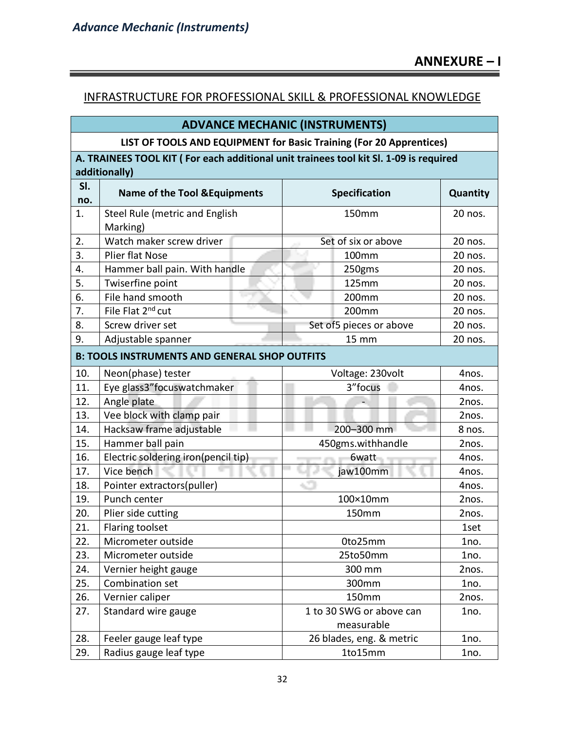## ANNEXURE – I

### INFRASTRUCTURE FOR PROFESSIONAL SKILL & PROFESSIONAL KNOWLEDGE

| ADVANCE MECHANIC (INSTRUMENTS) | | | |
|---|---|---|---|
| **LIST OF TOOLS AND EQUIPMENT for Basic Training (For 20 Apprentices)** | | | |
| **A. TRAINEES TOOL KIT ( For each additional unit trainees tool kit Sl. 1-09 is required additionally)** | | | |
| **Sl. no.** | **Name of the Tool &Equipments** | **Specification** | **Quantity** |
| 1. | Steel Rule (metric and English Marking) | 150mm | 20 nos. |
| 2. | Watch maker screw driver | Set of six or above | 20 nos. |
| 3. | Plier flat Nose | 100mm | 20 nos. |
| 4. | Hammer ball pain. With handle | 250gms | 20 nos. |
| 5. | Twiserfine point | 125mm | 20 nos. |
| 6. | File hand smooth | 200mm | 20 nos. |
| 7. | File Flat 2nd cut | 200mm | 20 nos. |
| 8. | Screw driver set | Set of5 pieces or above | 20 nos. |
| 9. | Adjustable spanner | 15 mm | 20 nos. |
| **B: TOOLS INSTRUMENTS AND GENERAL SHOP OUTFITS** | | | |
| 10. | Neon(phase) tester | Voltage: 230volt | 4nos. |
| 11. | Eye glass3”focuswatchmaker | 3”focus | 4nos. |
| 12. | Angle plate | - | 2nos. |
| 13. | Vee block with clamp pair | | 2nos. |
| 14. | Hacksaw frame adjustable | 200–300 mm | 8 nos. |
| 15. | Hammer ball pain | 450gms.withhandle | 2nos. |
| 16. | Electric soldering iron(pencil tip) | 6watt | 4nos. |
| 17. | Vice bench | jaw100mm | 4nos. |
| 18. | Pointer extractors(puller) | | 4nos. |
| 19. | Punch center | 100×10mm | 2nos. |
| 20. | Plier side cutting | 150mm | 2nos. |
| 21. | Flaring toolset | | 1set |
| 22. | Micrometer outside | 0to25mm | 1no. |
| 23. | Micrometer outside | 25to50mm | 1no. |
| 24. | Vernier height gauge | 300 mm | 2nos. |
| 25. | Combination set | 300mm | 1no. |
| 26. | Vernier caliper | 150mm | 2nos. |
| 27. | Standard wire gauge | 1 to 30 SWG or above can measurable | 1no. |
| 28. | Feeler gauge leaf type | 26 blades, eng. & metric | 1no. |
| 29. | Radius gauge leaf type | 1to15mm | 1no. |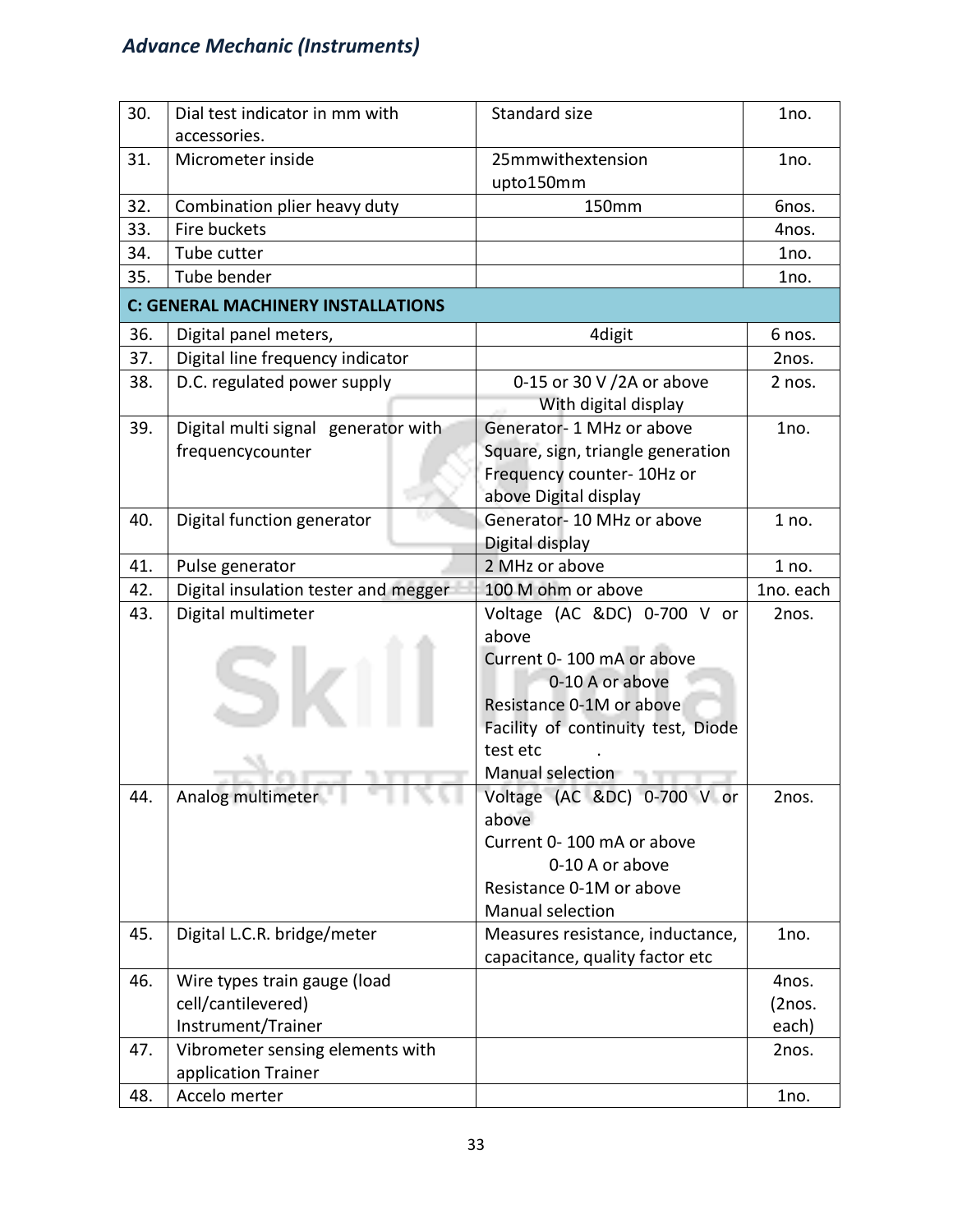| 30. | Dial test indicator in mm with accessories. | Standard size | 1no. |
|---|---|---|---|
| 31. | Micrometer inside | 25mmwithextension upto150mm | 1no. |
| 32. | Combination plier heavy duty | 150mm | 6nos. |
| 33. | Fire buckets | | 4nos. |
| 34. | Tube cutter | | 1no. |
| 35. | Tube bender | | 1no. |
| **C: GENERAL MACHINERY INSTALLATIONS** | | | |
| 36. | Digital panel meters, | 4digit | 6 nos. |
| 37. | Digital line frequency indicator | | 2nos. |
| 38. | D.C. regulated power supply | 0-15 or 30 V /2A or above With digital display | 2 nos. |
| 39. | Digital multi signal generator with frequencycounter | Generator- 1 MHz or above Square, sign, triangle generation Frequency counter- 10Hz or above Digital display | 1no. |
| 40. | Digital function generator | Generator- 10 MHz or above Digital display | 1 no. |
| 41. | Pulse generator | 2 MHz or above | 1 no. |
| 42. | Digital insulation tester and megger | 100 M ohm or above | 1no. each |
| 43. | Digital multimeter | Voltage (AC &DC) 0-700 V or above<br>Current 0- 100 mA or above<br>0-10 A or above<br>Resistance 0-1M or above<br>Facility of continuity test, Diode test etc .<br>Manual selection | 2nos. |
| 44. | Analog multimeter | Voltage (AC &DC) 0-700 V or above<br>Current 0- 100 mA or above<br>0-10 A or above<br>Resistance 0-1M or above<br>Manual selection | 2nos. |
| 45. | Digital L.C.R. bridge/meter | Measures resistance, inductance, capacitance, quality factor etc | 1no. |
| 46. | Wire types train gauge (load cell/cantilevered) Instrument/Trainer | | 4nos. (2nos. each) |
| 47. | Vibrometer sensing elements with application Trainer | | 2nos. |
| 48. | Accelo merter | | 1no. |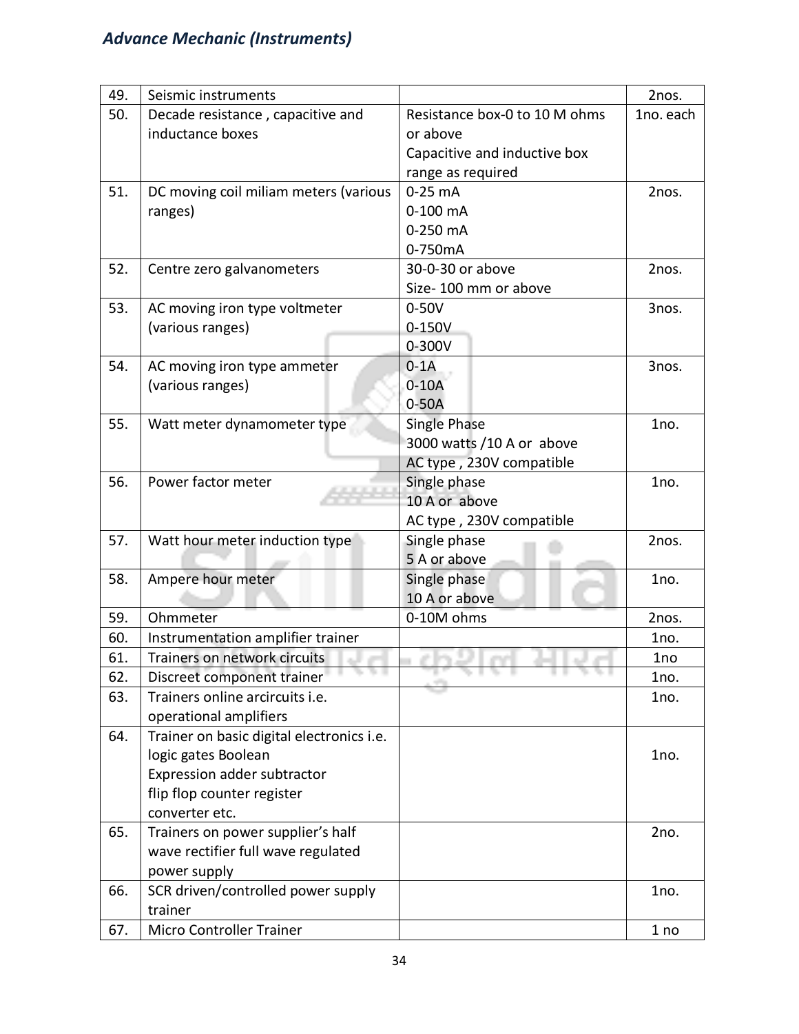| 49. | Seismic instruments | | 2nos. |
|---|---|---|---|
| 50. | Decade resistance , capacitive and inductance boxes | Resistance box-0 to 10 M ohms or above<br>Capacitive and inductive box range as required | 1no. each |
| 51. | DC moving coil miliam meters (various ranges) | 0-25 mA<br>0-100 mA<br>0-250 mA<br>0-750mA | 2nos. |
| 52. | Centre zero galvanometers | 30-0-30 or above<br>Size- 100 mm or above | 2nos. |
| 53. | AC moving iron type voltmeter (various ranges) | 0-50V<br>0-150V<br>0-300V | 3nos. |
| 54. | AC moving iron type ammeter (various ranges) | 0-1A<br>0-10A<br>0-50A | 3nos. |
| 55. | Watt meter dynamometer type | Single Phase<br>3000 watts /10 A or above<br>AC type , 230V compatible | 1no. |
| 56. | Power factor meter | Single phase<br>10 A or above<br>AC type , 230V compatible | 1no. |
| 57. | Watt hour meter induction type | Single phase<br>5 A or above | 2nos. |
| 58. | Ampere hour meter | Single phase<br>10 A or above | 1no. |
| 59. | Ohmmeter | 0-10M ohms | 2nos. |
| 60. | Instrumentation amplifier trainer | | 1no. |
| 61. | Trainers on network circuits | | 1no |
| 62. | Discreet component trainer | | 1no. |
| 63. | Trainers online arcircuits i.e. operational amplifiers | | 1no. |
| 64. | Trainer on basic digital electronics i.e. logic gates Boolean<br>Expression adder subtractor<br>flip flop counter register<br>converter etc. | | 1no. |
| 65. | Trainers on power supplier's half wave rectifier full wave regulated power supply | | 2no. |
| 66. | SCR driven/controlled power supply trainer | | 1no. |
| 67. | Micro Controller Trainer | | 1 no |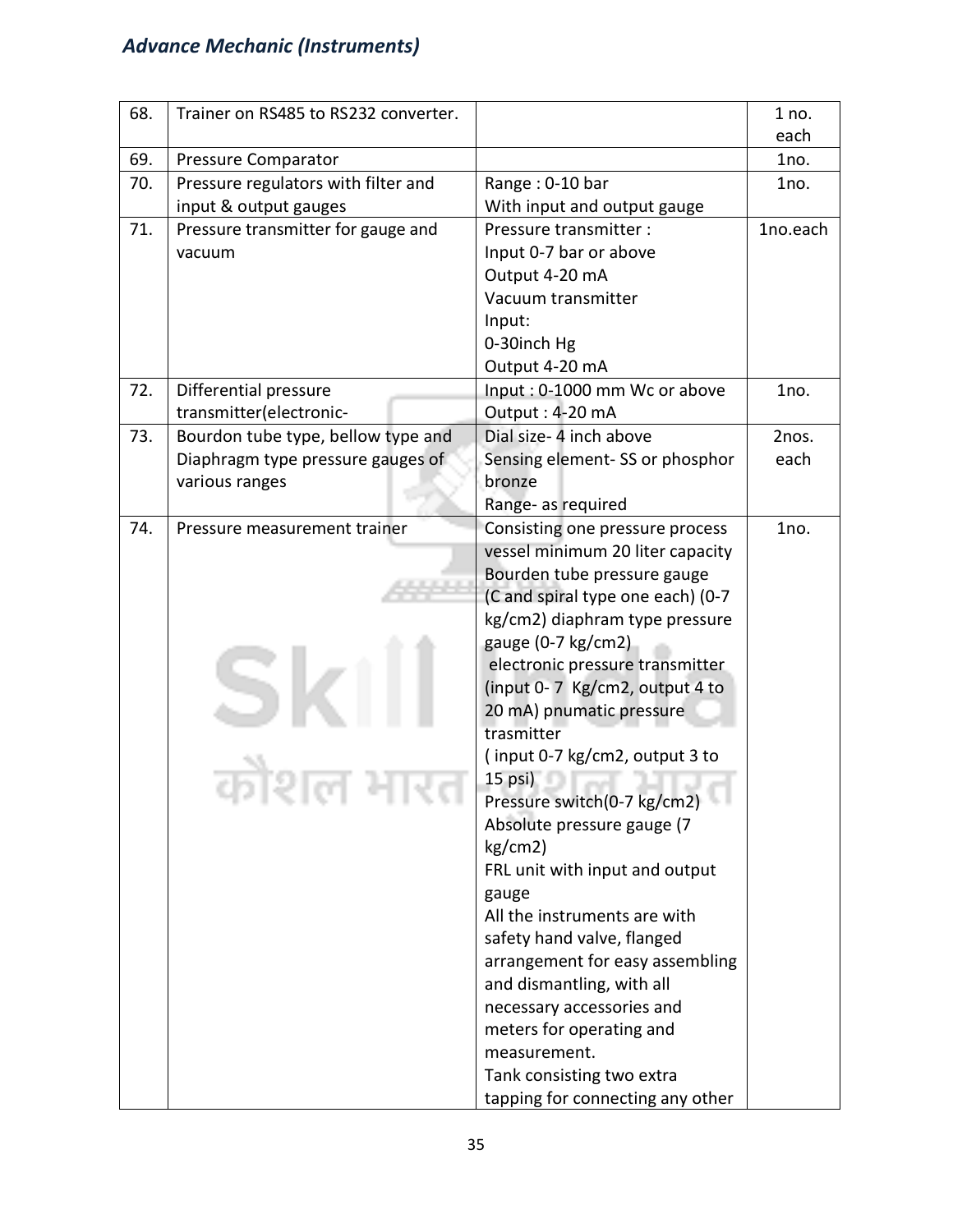| | | | |
|---|---|---|---|
| 68. | Trainer on RS485 to RS232 converter. | | 1 no. each |
| 69. | Pressure Comparator | | 1no. |
| 70. | Pressure regulators with filter and input & output gauges | Range : 0-10 bar<br>With input and output gauge | 1no. |
| 71. | Pressure transmitter for gauge and vacuum | Pressure transmitter :<br>Input 0-7 bar or above<br>Output 4-20 mA<br>Vacuum transmitter<br>Input:<br>0-30inch Hg<br>Output 4-20 mA | 1no.each |
| 72. | Differential pressure transmitter(electronic- | Input : 0-1000 mm Wc or above<br>Output : 4-20 mA | 1no. |
| 73. | Bourdon tube type, bellow type and Diaphragm type pressure gauges of various ranges | Dial size- 4 inch above<br>Sensing element- SS or phosphor bronze<br>Range- as required | 2nos. each |
| 74. | Pressure measurement trainer | Consisting one pressure process vessel minimum 20 liter capacity Bourden tube pressure gauge (C and spiral type one each) (0-7 kg/cm2) diaphram type pressure gauge (0-7 kg/cm2)<br>electronic pressure transmitter (input 0- 7 Kg/cm2, output 4 to 20 mA) pnumatic pressure trasmitter<br>( input 0-7 kg/cm2, output 3 to 15 psi)<br>Pressure switch(0-7 kg/cm2)<br>Absolute pressure gauge (7 kg/cm2)<br>FRL unit with input and output gauge<br>All the instruments are with safety hand valve, flanged arrangement for easy assembling and dismantling, with all necessary accessories and meters for operating and measurement.<br>Tank consisting two extra tapping for connecting any other | 1no. |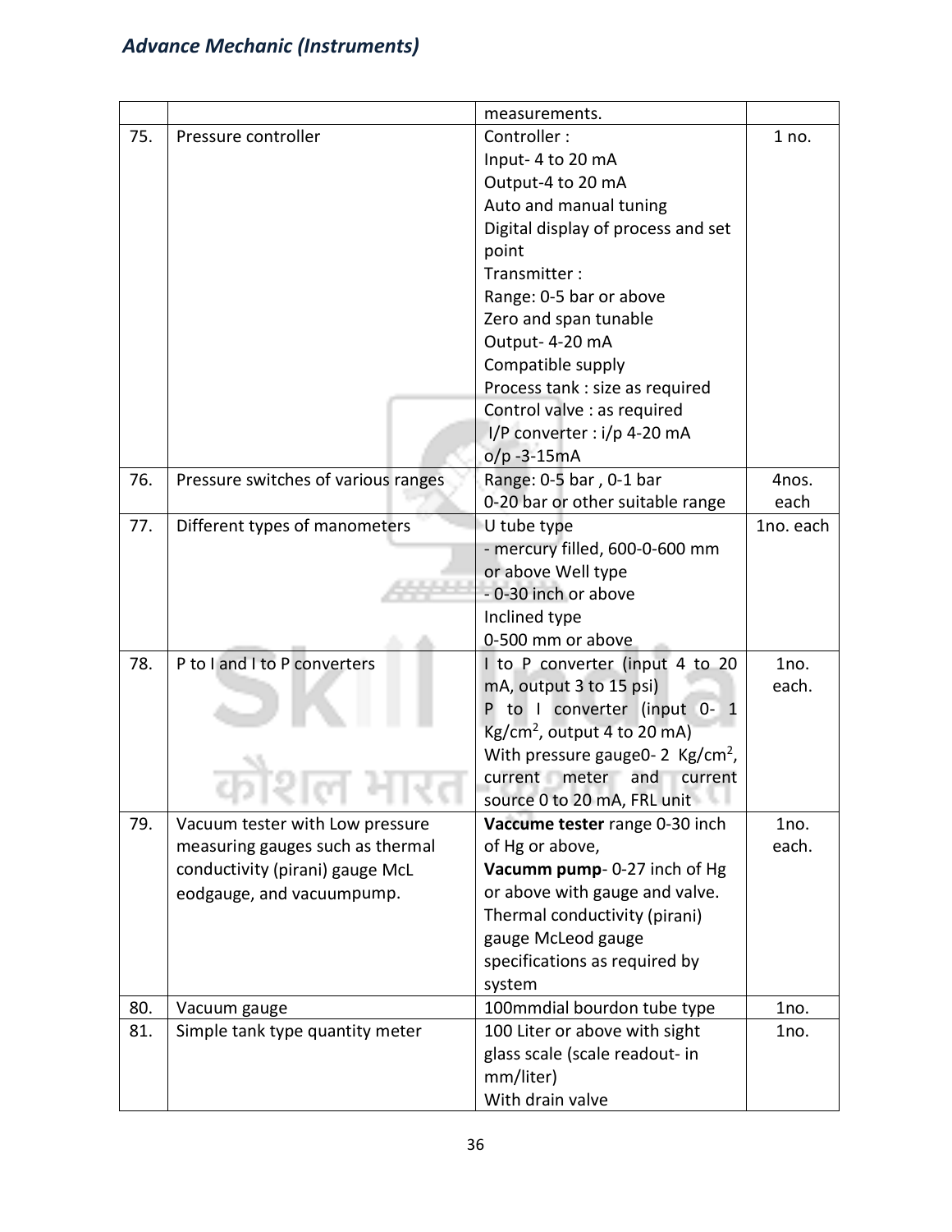|  |  | measurements. |  |
| --- | --- | --- | --- |
| 75. | Pressure controller | Controller :<br>Input- 4 to 20 mA<br>Output-4 to 20 mA<br>Auto and manual tuning<br>Digital display of process and set point<br>Transmitter :<br>Range: 0-5 bar or above<br>Zero and span tunable<br>Output- 4-20 mA<br>Compatible supply<br>Process tank : size as required<br>Control valve : as required<br>I/P converter : i/p 4-20 mA<br>o/p -3-15mA | 1 no. |
| 76. | Pressure switches of various ranges | Range: 0-5 bar , 0-1 bar<br>0-20 bar or other suitable range | 4nos. each |
| 77. | Different types of manometers | U tube type<br>- mercury filled, 600-0-600 mm or above Well type<br>- 0-30 inch or above<br>Inclined type<br>0-500 mm or above | 1no. each |
| 78. | P to I and I to P converters | I to P converter (input 4 to 20 mA, output 3 to 15 psi)<br>P to I converter (input 0- 1 $Kg/cm^2$, output 4 to 20 mA)<br>With pressure gauge0- 2 $Kg/cm^2$, current meter and current source 0 to 20 mA, FRL unit | 1no. each. |
| 79. | Vacuum tester with Low pressure measuring gauges such as thermal conductivity (pirani) gauge McL eodgauge, and vacuumpump. | **Vaccume tester** range 0-30 inch of Hg or above,<br>**Vacumm pump**- 0-27 inch of Hg or above with gauge and valve.<br>Thermal conductivity (pirani) gauge McLeod gauge specifications as required by system | 1no. each. |
| 80. | Vacuum gauge | 100mmdial bourdon tube type | 1no. |
| 81. | Simple tank type quantity meter | 100 Liter or above with sight glass scale (scale readout- in mm/liter)<br>With drain valve | 1no. |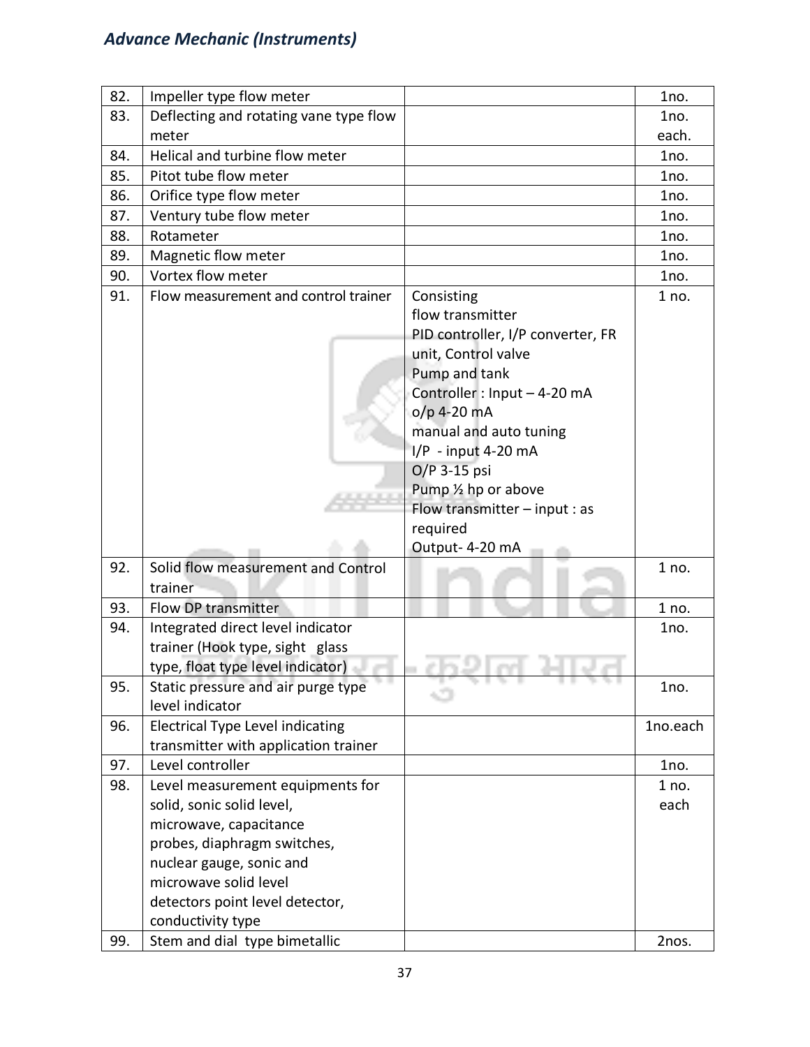| 82. | Impeller type flow meter | | 1no. |
|---|---|---|---|
| 83. | Deflecting and rotating vane type flow meter | | 1no. each. |
| 84. | Helical and turbine flow meter | | 1no. |
| 85. | Pitot tube flow meter | | 1no. |
| 86. | Orifice type flow meter | | 1no. |
| 87. | Ventury tube flow meter | | 1no. |
| 88. | Rotameter | | 1no. |
| 89. | Magnetic flow meter | | 1no. |
| 90. | Vortex flow meter | | 1no. |
| 91. | Flow measurement and control trainer | Consisting<br>flow transmitter<br>PID controller, I/P converter, FR unit, Control valve<br>Pump and tank<br>Controller : Input – 4-20 mA<br>o/p 4-20 mA<br>manual and auto tuning<br>I/P - input 4-20 mA<br>O/P 3-15 psi<br>Pump ½ hp or above<br>Flow transmitter – input : as required<br>Output- 4-20 mA | 1 no. |
| 92. | Solid flow measurement and Control trainer | | 1 no. |
| 93. | Flow DP transmitter | | 1 no. |
| 94. | Integrated direct level indicator trainer (Hook type, sight glass type, float type level indicator) | | 1no. |
| 95. | Static pressure and air purge type level indicator | | 1no. |
| 96. | Electrical Type Level indicating transmitter with application trainer | | 1no.each |
| 97. | Level controller | | 1no. |
| 98. | Level measurement equipments for solid, sonic solid level, microwave, capacitance probes, diaphragm switches, nuclear gauge, sonic and microwave solid level detectors point level detector, conductivity type | | 1 no. each |
| 99. | Stem and dial type bimetallic | | 2nos. |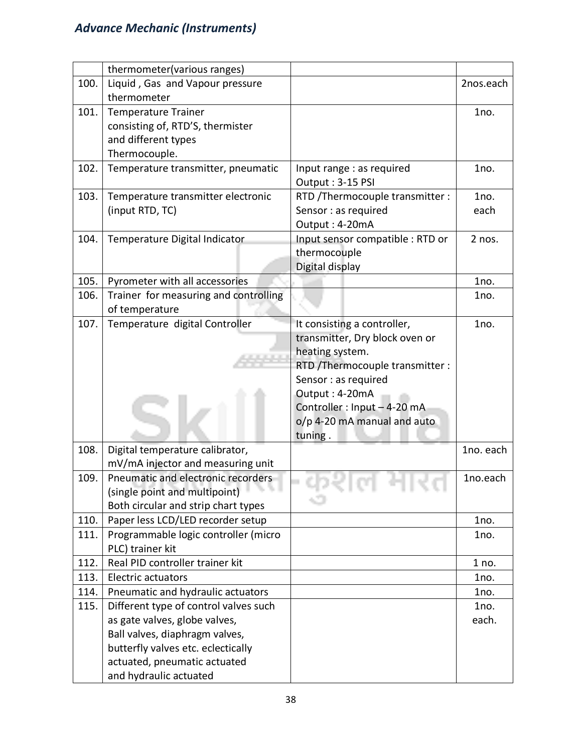| | | | |
|---|---|---|---|
| | thermometer(various ranges) | | |
| 100. | Liquid , Gas and Vapour pressure thermometer | | 2nos.each |
| 101. | Temperature Trainer consisting of, RTD'S, thermister and different types Thermocouple. | | 1no. |
| 102. | Temperature transmitter, pneumatic | Input range : as required<br>Output : 3-15 PSI | 1no. |
| 103. | Temperature transmitter electronic (input RTD, TC) | RTD /Thermocouple transmitter :<br>Sensor : as required<br>Output : 4-20mA | 1no. each |
| 104. | Temperature Digital Indicator | Input sensor compatible : RTD or thermocouple<br>Digital display | 2 nos. |
| 105. | Pyrometer with all accessories | | 1no. |
| 106. | Trainer for measuring and controlling of temperature | | 1no. |
| 107. | Temperature digital Controller | It consisting a controller, transmitter, Dry block oven or heating system.<br>RTD /Thermocouple transmitter :<br>Sensor : as required<br>Output : 4-20mA<br>Controller : Input – 4-20 mA<br>o/p 4-20 mA manual and auto tuning . | 1no. |
| 108. | Digital temperature calibrator, mV/mA injector and measuring unit | | 1no. each |
| 109. | Pneumatic and electronic recorders (single point and multipoint)<br>Both circular and strip chart types | | 1no.each |
| 110. | Paper less LCD/LED recorder setup | | 1no. |
| 111. | Programmable logic controller (micro PLC) trainer kit | | 1no. |
| 112. | Real PID controller trainer kit | | 1 no. |
| 113. | Electric actuators | | 1no. |
| 114. | Pneumatic and hydraulic actuators | | 1no. |
| 115. | Different type of control valves such as gate valves, globe valves, Ball valves, diaphragm valves, butterfly valves etc. eclectically actuated, pneumatic actuated and hydraulic actuated | | 1no. each. |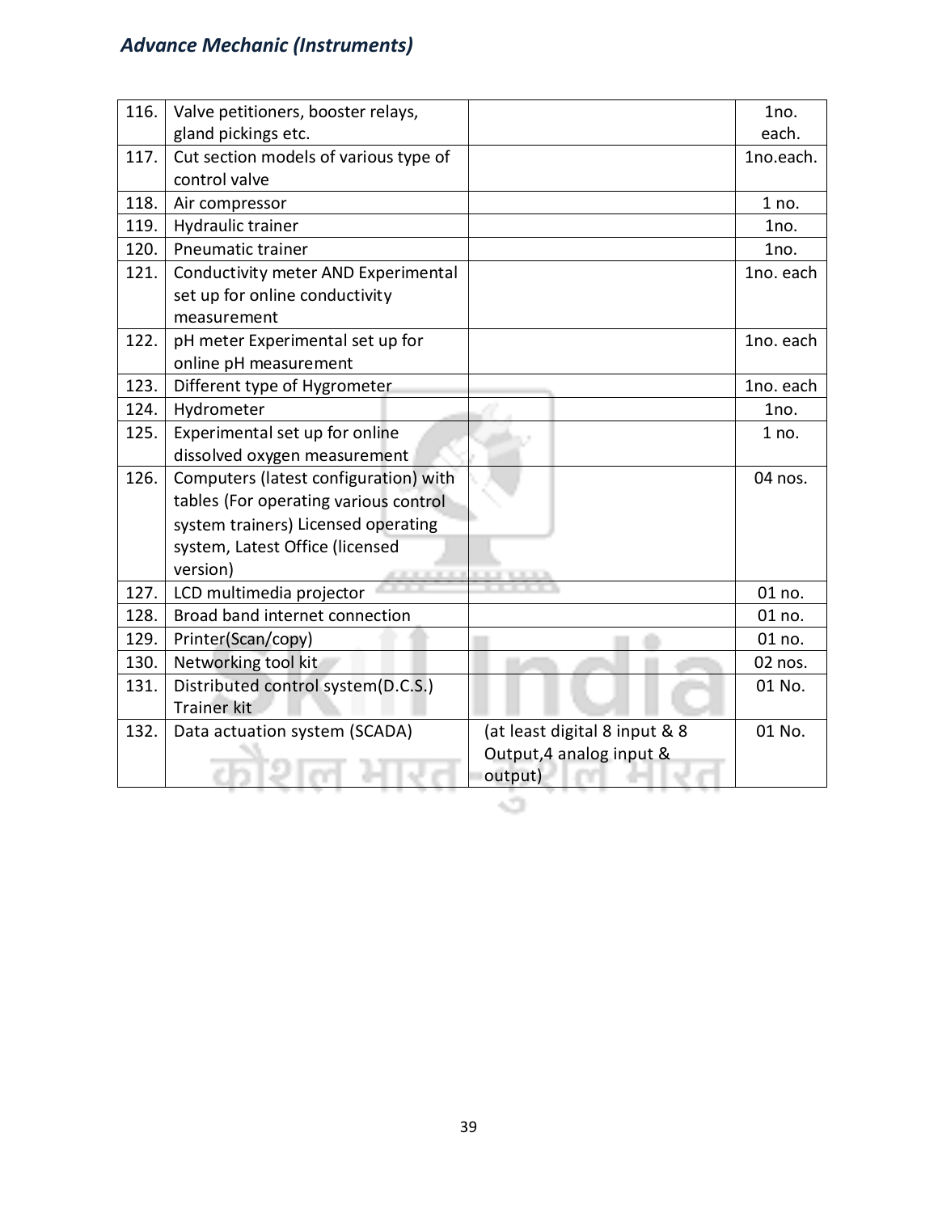| 116. | Valve petitioners, booster relays, gland pickings etc. | | 1no. each. |
|---|---|---|---|
| 117. | Cut section models of various type of control valve | | 1no.each. |
| 118. | Air compressor | | 1 no. |
| 119. | Hydraulic trainer | | 1no. |
| 120. | Pneumatic trainer | | 1no. |
| 121. | Conductivity meter AND Experimental set up for online conductivity measurement | | 1no. each |
| 122. | pH meter Experimental set up for online pH measurement | | 1no. each |
| 123. | Different type of Hygrometer | | 1no. each |
| 124. | Hydrometer | | 1no. |
| 125. | Experimental set up for online dissolved oxygen measurement | | 1 no. |
| 126. | Computers (latest configuration) with tables (For operating various control system trainers) Licensed operating system, Latest Office (licensed version) | | 04 nos. |
| 127. | LCD multimedia projector | | 01 no. |
| 128. | Broad band internet connection | | 01 no. |
| 129. | Printer(Scan/copy) | | 01 no. |
| 130. | Networking tool kit | | 02 nos. |
| 131. | Distributed control system(D.C.S.) Trainer kit | | 01 No. |
| 132. | Data actuation system (SCADA) | (at least digital 8 input & 8 Output,4 analog input & output) | 01 No. |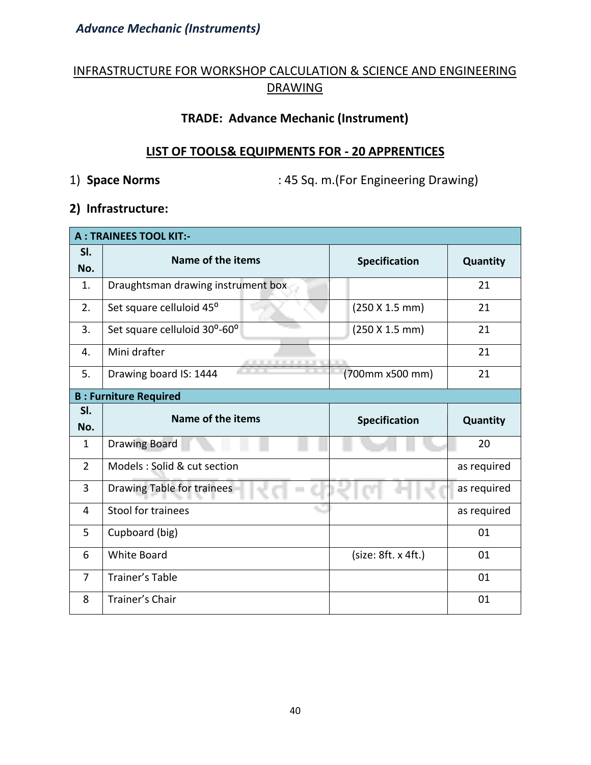## INFRASTRUCTURE FOR WORKSHOP CALCULATION & SCIENCE AND ENGINEERING DRAWING

### TRADE: Advance Mechanic (Instrument)

### LIST OF TOOLS& EQUIPMENTS FOR - 20 APPRENTICES

1) **Space Norms** : 45 Sq. m.(For Engineering Drawing)

**2) Infrastructure:**

| **A : TRAINEES TOOL KIT:-** | | | |
|---|---|---|---|
| **Sl. No.** | **Name of the items** | **Specification** | **Quantity** |
| 1. | Draughtsman drawing instrument box | | 21 |
| 2. | Set square celluloid 45$^o$ | (250 X 1.5 mm) | 21 |
| 3. | Set square celluloid 30$^o$-60$^o$ | (250 X 1.5 mm) | 21 |
| 4. | Mini drafter | | 21 |
| 5. | Drawing board IS: 1444 | (700mm x500 mm) | 21 |
| **B : Furniture Required** | | | |
| **Sl. No.** | **Name of the items** | **Specification** | **Quantity** |
| 1 | Drawing Board | | 20 |
| 2 | Models : Solid & cut section | | as required |
| 3 | Drawing Table for trainees | | as required |
| 4 | Stool for trainees | | as required |
| 5 | Cupboard (big) | | 01 |
| 6 | White Board | (size: 8ft. x 4ft.) | 01 |
| 7 | Trainer's Table | | 01 |
| 8 | Trainer's Chair | | 01 |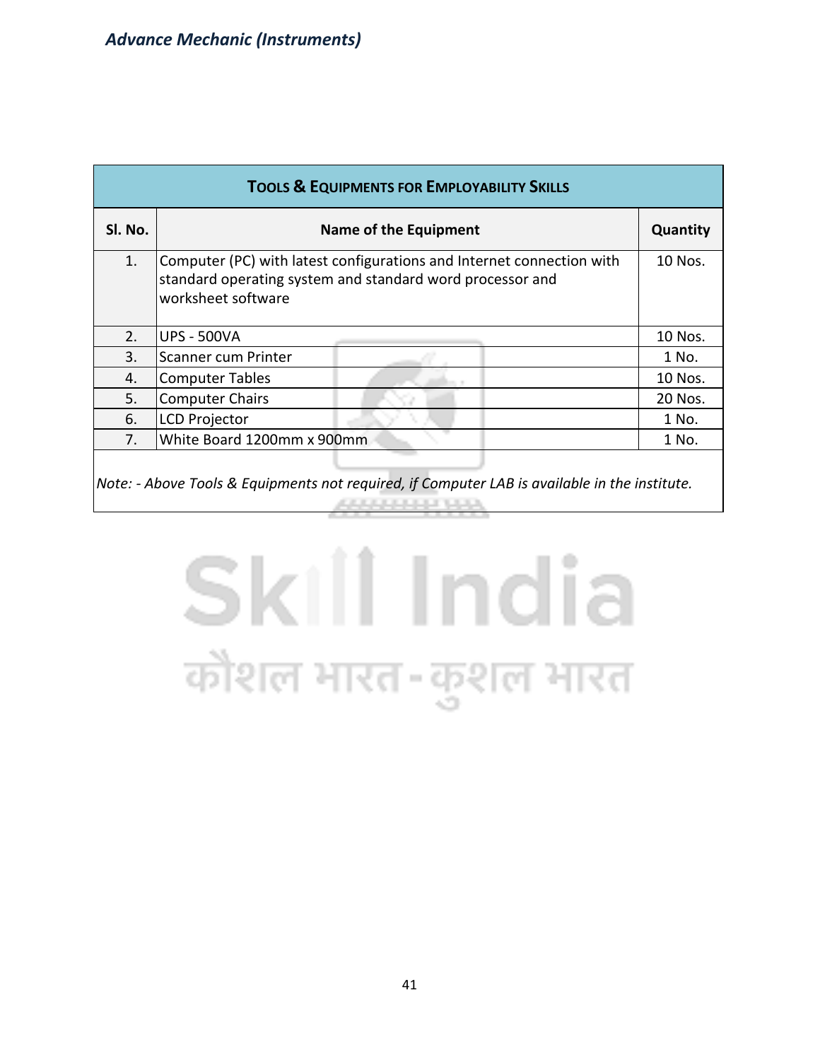| TOOLS & EQUIPMENTS FOR EMPLOYABILITY SKILLS | | |
|---|---|---|
| **Sl. No.** | **Name of the Equipment** | **Quantity** |
| 1. | Computer (PC) with latest configurations and Internet connection with standard operating system and standard word processor and worksheet software | 10 Nos. |
| 2. | UPS - 500VA | 10 Nos. |
| 3. | Scanner cum Printer | 1 No. |
| 4. | Computer Tables | 10 Nos. |
| 5. | Computer Chairs | 20 Nos. |
| 6. | LCD Projector | 1 No. |
| 7. | White Board 1200mm x 900mm | 1 No. |

*Note: - Above Tools & Equipments not required, if Computer LAB is available in the institute.*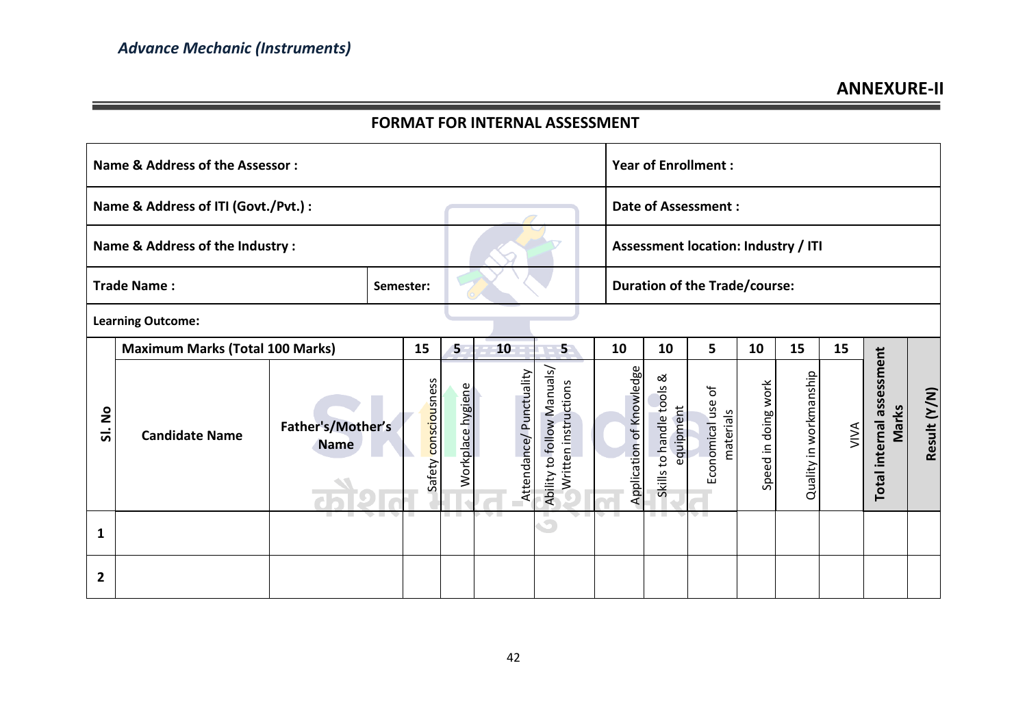## ANNEXURE-II

### FORMAT FOR INTERNAL ASSESSMENT

| | |
|---|---|
| **Name & Address of the Assessor :** | **Year of Enrollment :** |
| **Name & Address of ITI (Govt./Pvt.) :** | **Date of Assessment :** |
| **Name & Address of the Industry :** | **Assessment location: Industry / ITI** |
| **Trade Name :** **Semester:** | **Duration of the Trade/course:** |
| **Learning Outcome:** | |

| Sl. No | Maximum Marks (Total 100 Marks) | | 15 | 5 | 10 | 5 | 10 | 10 | 5 | 10 | 15 | 15 | | |
|---|---|---|---|---|---|---|---|---|---|---|---|---|---|---|
| | **Candidate Name** | **Father's/Mother's Name** | Safety consciousness | Workplace hygiene | Attendance/ Punctuality | Ability to follow Manuals/ Written instructions | Application of Knowledge | Skills to handle tools & equipment | Economical use of materials | Speed in doing work | Quality in workmanship | VIVA | **Total internal assessment Marks** | **Result (Y/N)** |
| **1** | | | | | | | | | | | | | | |
| **2** | | | | | | | | | | | | | | |